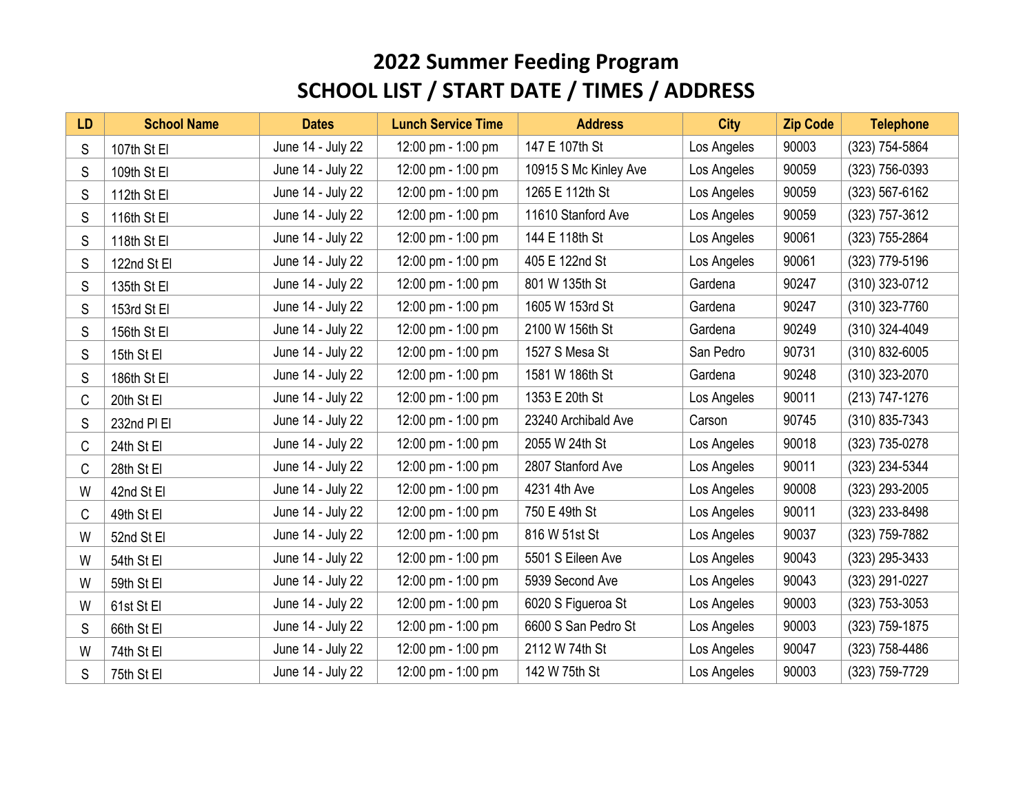# 2022 Summer Feeding Program
# SCHOOL LIST / START DATE / TIMES / ADDRESS

| LD | School Name | Dates | Lunch Service Time | Address | City | Zip Code | Telephone |
|---|---|---|---|---|---|---|---|
| S | 107th St El | June 14 - July 22 | 12:00 pm - 1:00 pm | 147 E 107th St | Los Angeles | 90003 | (323) 754-5864 |
| S | 109th St El | June 14 - July 22 | 12:00 pm - 1:00 pm | 10915 S Mc Kinley Ave | Los Angeles | 90059 | (323) 756-0393 |
| S | 112th St El | June 14 - July 22 | 12:00 pm - 1:00 pm | 1265 E 112th St | Los Angeles | 90059 | (323) 567-6162 |
| S | 116th St El | June 14 - July 22 | 12:00 pm - 1:00 pm | 11610 Stanford Ave | Los Angeles | 90059 | (323) 757-3612 |
| S | 118th St El | June 14 - July 22 | 12:00 pm - 1:00 pm | 144 E 118th St | Los Angeles | 90061 | (323) 755-2864 |
| S | 122nd St El | June 14 - July 22 | 12:00 pm - 1:00 pm | 405 E 122nd St | Los Angeles | 90061 | (323) 779-5196 |
| S | 135th St El | June 14 - July 22 | 12:00 pm - 1:00 pm | 801 W 135th St | Gardena | 90247 | (310) 323-0712 |
| S | 153rd St El | June 14 - July 22 | 12:00 pm - 1:00 pm | 1605 W 153rd St | Gardena | 90247 | (310) 323-7760 |
| S | 156th St El | June 14 - July 22 | 12:00 pm - 1:00 pm | 2100 W 156th St | Gardena | 90249 | (310) 324-4049 |
| S | 15th St El | June 14 - July 22 | 12:00 pm - 1:00 pm | 1527 S Mesa St | San Pedro | 90731 | (310) 832-6005 |
| S | 186th St El | June 14 - July 22 | 12:00 pm - 1:00 pm | 1581 W 186th St | Gardena | 90248 | (310) 323-2070 |
| C | 20th St El | June 14 - July 22 | 12:00 pm - 1:00 pm | 1353 E 20th St | Los Angeles | 90011 | (213) 747-1276 |
| S | 232nd Pl El | June 14 - July 22 | 12:00 pm - 1:00 pm | 23240 Archibald Ave | Carson | 90745 | (310) 835-7343 |
| C | 24th St El | June 14 - July 22 | 12:00 pm - 1:00 pm | 2055 W 24th St | Los Angeles | 90018 | (323) 735-0278 |
| C | 28th St El | June 14 - July 22 | 12:00 pm - 1:00 pm | 2807 Stanford Ave | Los Angeles | 90011 | (323) 234-5344 |
| W | 42nd St El | June 14 - July 22 | 12:00 pm - 1:00 pm | 4231 4th Ave | Los Angeles | 90008 | (323) 293-2005 |
| C | 49th St El | June 14 - July 22 | 12:00 pm - 1:00 pm | 750 E 49th St | Los Angeles | 90011 | (323) 233-8498 |
| W | 52nd St El | June 14 - July 22 | 12:00 pm - 1:00 pm | 816 W 51st St | Los Angeles | 90037 | (323) 759-7882 |
| W | 54th St El | June 14 - July 22 | 12:00 pm - 1:00 pm | 5501 S Eileen Ave | Los Angeles | 90043 | (323) 295-3433 |
| W | 59th St El | June 14 - July 22 | 12:00 pm - 1:00 pm | 5939 Second Ave | Los Angeles | 90043 | (323) 291-0227 |
| W | 61st St El | June 14 - July 22 | 12:00 pm - 1:00 pm | 6020 S Figueroa St | Los Angeles | 90003 | (323) 753-3053 |
| S | 66th St El | June 14 - July 22 | 12:00 pm - 1:00 pm | 6600 S San Pedro St | Los Angeles | 90003 | (323) 759-1875 |
| W | 74th St El | June 14 - July 22 | 12:00 pm - 1:00 pm | 2112 W 74th St | Los Angeles | 90047 | (323) 758-4486 |
| S | 75th St El | June 14 - July 22 | 12:00 pm - 1:00 pm | 142 W 75th St | Los Angeles | 90003 | (323) 759-7729 |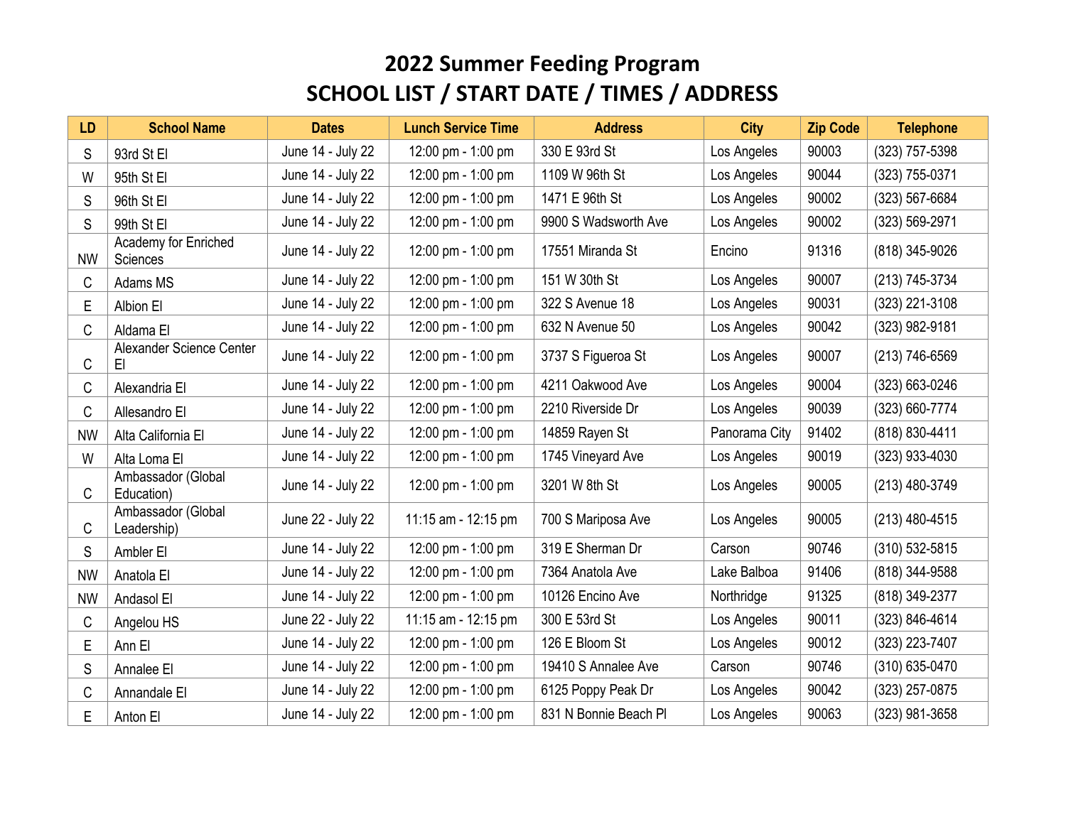# 2022 Summer Feeding Program
## SCHOOL LIST / START DATE / TIMES / ADDRESS

| LD | School Name | Dates | Lunch Service Time | Address | City | Zip Code | Telephone |
|---|---|---|---|---|---|---|---|
| S | 93rd St El | June 14 - July 22 | 12:00 pm - 1:00 pm | 330 E 93rd St | Los Angeles | 90003 | (323) 757-5398 |
| W | 95th St El | June 14 - July 22 | 12:00 pm - 1:00 pm | 1109 W 96th St | Los Angeles | 90044 | (323) 755-0371 |
| S | 96th St El | June 14 - July 22 | 12:00 pm - 1:00 pm | 1471 E 96th St | Los Angeles | 90002 | (323) 567-6684 |
| S | 99th St El | June 14 - July 22 | 12:00 pm - 1:00 pm | 9900 S Wadsworth Ave | Los Angeles | 90002 | (323) 569-2971 |
| NW | Academy for Enriched Sciences | June 14 - July 22 | 12:00 pm - 1:00 pm | 17551 Miranda St | Encino | 91316 | (818) 345-9026 |
| C | Adams MS | June 14 - July 22 | 12:00 pm - 1:00 pm | 151 W 30th St | Los Angeles | 90007 | (213) 745-3734 |
| E | Albion El | June 14 - July 22 | 12:00 pm - 1:00 pm | 322 S Avenue 18 | Los Angeles | 90031 | (323) 221-3108 |
| C | Aldama El | June 14 - July 22 | 12:00 pm - 1:00 pm | 632 N Avenue 50 | Los Angeles | 90042 | (323) 982-9181 |
| C | Alexander Science Center El | June 14 - July 22 | 12:00 pm - 1:00 pm | 3737 S Figueroa St | Los Angeles | 90007 | (213) 746-6569 |
| C | Alexandria El | June 14 - July 22 | 12:00 pm - 1:00 pm | 4211 Oakwood Ave | Los Angeles | 90004 | (323) 663-0246 |
| C | Allesandro El | June 14 - July 22 | 12:00 pm - 1:00 pm | 2210 Riverside Dr | Los Angeles | 90039 | (323) 660-7774 |
| NW | Alta California El | June 14 - July 22 | 12:00 pm - 1:00 pm | 14859 Rayen St | Panorama City | 91402 | (818) 830-4411 |
| W | Alta Loma El | June 14 - July 22 | 12:00 pm - 1:00 pm | 1745 Vineyard Ave | Los Angeles | 90019 | (323) 933-4030 |
| C | Ambassador (Global Education) | June 14 - July 22 | 12:00 pm - 1:00 pm | 3201 W 8th St | Los Angeles | 90005 | (213) 480-3749 |
| C | Ambassador (Global Leadership) | June 22 - July 22 | 11:15 am - 12:15 pm | 700 S Mariposa Ave | Los Angeles | 90005 | (213) 480-4515 |
| S | Ambler El | June 14 - July 22 | 12:00 pm - 1:00 pm | 319 E Sherman Dr | Carson | 90746 | (310) 532-5815 |
| NW | Anatola El | June 14 - July 22 | 12:00 pm - 1:00 pm | 7364 Anatola Ave | Lake Balboa | 91406 | (818) 344-9588 |
| NW | Andasol El | June 14 - July 22 | 12:00 pm - 1:00 pm | 10126 Encino Ave | Northridge | 91325 | (818) 349-2377 |
| C | Angelou HS | June 22 - July 22 | 11:15 am - 12:15 pm | 300 E 53rd St | Los Angeles | 90011 | (323) 846-4614 |
| E | Ann El | June 14 - July 22 | 12:00 pm - 1:00 pm | 126 E Bloom St | Los Angeles | 90012 | (323) 223-7407 |
| S | Annalee El | June 14 - July 22 | 12:00 pm - 1:00 pm | 19410 S Annalee Ave | Carson | 90746 | (310) 635-0470 |
| C | Annandale El | June 14 - July 22 | 12:00 pm - 1:00 pm | 6125 Poppy Peak Dr | Los Angeles | 90042 | (323) 257-0875 |
| E | Anton El | June 14 - July 22 | 12:00 pm - 1:00 pm | 831 N Bonnie Beach Pl | Los Angeles | 90063 | (323) 981-3658 |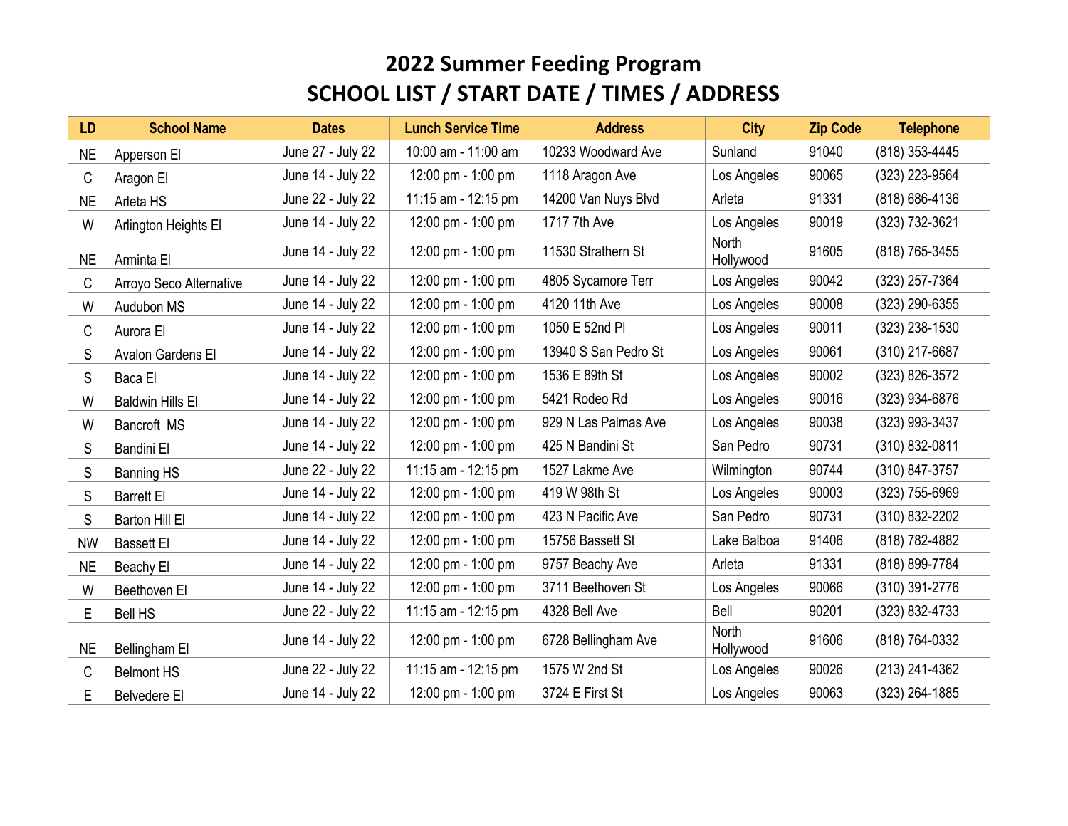# 2022 Summer Feeding Program
# SCHOOL LIST / START DATE / TIMES / ADDRESS

| LD | School Name | Dates | Lunch Service Time | Address | City | Zip Code | Telephone |
|---|---|---|---|---|---|---|---|
| NE | Apperson El | June 27 - July 22 | 10:00 am - 11:00 am | 10233 Woodward Ave | Sunland | 91040 | (818) 353-4445 |
| C | Aragon El | June 14 - July 22 | 12:00 pm - 1:00 pm | 1118 Aragon Ave | Los Angeles | 90065 | (323) 223-9564 |
| NE | Arleta HS | June 22 - July 22 | 11:15 am - 12:15 pm | 14200 Van Nuys Blvd | Arleta | 91331 | (818) 686-4136 |
| W | Arlington Heights El | June 14 - July 22 | 12:00 pm - 1:00 pm | 1717 7th Ave | Los Angeles | 90019 | (323) 732-3621 |
| NE | Arminta El | June 14 - July 22 | 12:00 pm - 1:00 pm | 11530 Strathern St | North Hollywood | 91605 | (818) 765-3455 |
| C | Arroyo Seco Alternative | June 14 - July 22 | 12:00 pm - 1:00 pm | 4805 Sycamore Terr | Los Angeles | 90042 | (323) 257-7364 |
| W | Audubon MS | June 14 - July 22 | 12:00 pm - 1:00 pm | 4120 11th Ave | Los Angeles | 90008 | (323) 290-6355 |
| C | Aurora El | June 14 - July 22 | 12:00 pm - 1:00 pm | 1050 E 52nd Pl | Los Angeles | 90011 | (323) 238-1530 |
| S | Avalon Gardens El | June 14 - July 22 | 12:00 pm - 1:00 pm | 13940 S San Pedro St | Los Angeles | 90061 | (310) 217-6687 |
| S | Baca El | June 14 - July 22 | 12:00 pm - 1:00 pm | 1536 E 89th St | Los Angeles | 90002 | (323) 826-3572 |
| W | Baldwin Hills El | June 14 - July 22 | 12:00 pm - 1:00 pm | 5421 Rodeo Rd | Los Angeles | 90016 | (323) 934-6876 |
| W | Bancroft MS | June 14 - July 22 | 12:00 pm - 1:00 pm | 929 N Las Palmas Ave | Los Angeles | 90038 | (323) 993-3437 |
| S | Bandini El | June 14 - July 22 | 12:00 pm - 1:00 pm | 425 N Bandini St | San Pedro | 90731 | (310) 832-0811 |
| S | Banning HS | June 22 - July 22 | 11:15 am - 12:15 pm | 1527 Lakme Ave | Wilmington | 90744 | (310) 847-3757 |
| S | Barrett El | June 14 - July 22 | 12:00 pm - 1:00 pm | 419 W 98th St | Los Angeles | 90003 | (323) 755-6969 |
| S | Barton Hill El | June 14 - July 22 | 12:00 pm - 1:00 pm | 423 N Pacific Ave | San Pedro | 90731 | (310) 832-2202 |
| NW | Bassett El | June 14 - July 22 | 12:00 pm - 1:00 pm | 15756 Bassett St | Lake Balboa | 91406 | (818) 782-4882 |
| NE | Beachy El | June 14 - July 22 | 12:00 pm - 1:00 pm | 9757 Beachy Ave | Arleta | 91331 | (818) 899-7784 |
| W | Beethoven El | June 14 - July 22 | 12:00 pm - 1:00 pm | 3711 Beethoven St | Los Angeles | 90066 | (310) 391-2776 |
| E | Bell HS | June 22 - July 22 | 11:15 am - 12:15 pm | 4328 Bell Ave | Bell | 90201 | (323) 832-4733 |
| NE | Bellingham El | June 14 - July 22 | 12:00 pm - 1:00 pm | 6728 Bellingham Ave | North Hollywood | 91606 | (818) 764-0332 |
| C | Belmont HS | June 22 - July 22 | 11:15 am - 12:15 pm | 1575 W 2nd St | Los Angeles | 90026 | (213) 241-4362 |
| E | Belvedere El | June 14 - July 22 | 12:00 pm - 1:00 pm | 3724 E First St | Los Angeles | 90063 | (323) 264-1885 |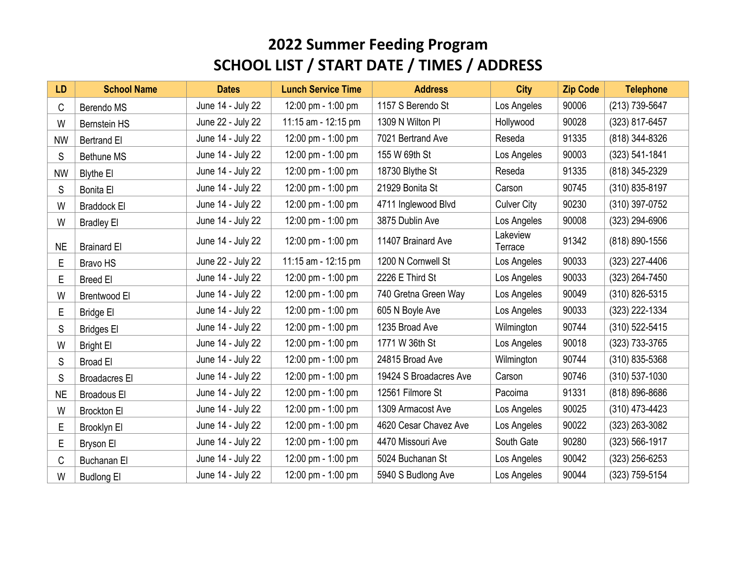# 2022 Summer Feeding Program
# SCHOOL LIST / START DATE / TIMES / ADDRESS

| LD | School Name | Dates | Lunch Service Time | Address | City | Zip Code | Telephone |
|---|---|---|---|---|---|---|---|
| C | Berendo MS | June 14 - July 22 | 12:00 pm - 1:00 pm | 1157 S Berendo St | Los Angeles | 90006 | (213) 739-5647 |
| W | Bernstein HS | June 22 - July 22 | 11:15 am - 12:15 pm | 1309 N Wilton Pl | Hollywood | 90028 | (323) 817-6457 |
| NW | Bertrand El | June 14 - July 22 | 12:00 pm - 1:00 pm | 7021 Bertrand Ave | Reseda | 91335 | (818) 344-8326 |
| S | Bethune MS | June 14 - July 22 | 12:00 pm - 1:00 pm | 155 W 69th St | Los Angeles | 90003 | (323) 541-1841 |
| NW | Blythe El | June 14 - July 22 | 12:00 pm - 1:00 pm | 18730 Blythe St | Reseda | 91335 | (818) 345-2329 |
| S | Bonita El | June 14 - July 22 | 12:00 pm - 1:00 pm | 21929 Bonita St | Carson | 90745 | (310) 835-8197 |
| W | Braddock El | June 14 - July 22 | 12:00 pm - 1:00 pm | 4711 Inglewood Blvd | Culver City | 90230 | (310) 397-0752 |
| W | Bradley El | June 14 - July 22 | 12:00 pm - 1:00 pm | 3875 Dublin Ave | Los Angeles | 90008 | (323) 294-6906 |
| NE | Brainard El | June 14 - July 22 | 12:00 pm - 1:00 pm | 11407 Brainard Ave | Lakeview Terrace | 91342 | (818) 890-1556 |
| E | Bravo HS | June 22 - July 22 | 11:15 am - 12:15 pm | 1200 N Cornwell St | Los Angeles | 90033 | (323) 227-4406 |
| E | Breed El | June 14 - July 22 | 12:00 pm - 1:00 pm | 2226 E Third St | Los Angeles | 90033 | (323) 264-7450 |
| W | Brentwood El | June 14 - July 22 | 12:00 pm - 1:00 pm | 740 Gretna Green Way | Los Angeles | 90049 | (310) 826-5315 |
| E | Bridge El | June 14 - July 22 | 12:00 pm - 1:00 pm | 605 N Boyle Ave | Los Angeles | 90033 | (323) 222-1334 |
| S | Bridges El | June 14 - July 22 | 12:00 pm - 1:00 pm | 1235 Broad Ave | Wilmington | 90744 | (310) 522-5415 |
| W | Bright El | June 14 - July 22 | 12:00 pm - 1:00 pm | 1771 W 36th St | Los Angeles | 90018 | (323) 733-3765 |
| S | Broad El | June 14 - July 22 | 12:00 pm - 1:00 pm | 24815 Broad Ave | Wilmington | 90744 | (310) 835-5368 |
| S | Broadacres El | June 14 - July 22 | 12:00 pm - 1:00 pm | 19424 S Broadacres Ave | Carson | 90746 | (310) 537-1030 |
| NE | Broadous El | June 14 - July 22 | 12:00 pm - 1:00 pm | 12561 Filmore St | Pacoima | 91331 | (818) 896-8686 |
| W | Brockton El | June 14 - July 22 | 12:00 pm - 1:00 pm | 1309 Armacost Ave | Los Angeles | 90025 | (310) 473-4423 |
| E | Brooklyn El | June 14 - July 22 | 12:00 pm - 1:00 pm | 4620 Cesar Chavez Ave | Los Angeles | 90022 | (323) 263-3082 |
| E | Bryson El | June 14 - July 22 | 12:00 pm - 1:00 pm | 4470 Missouri Ave | South Gate | 90280 | (323) 566-1917 |
| C | Buchanan El | June 14 - July 22 | 12:00 pm - 1:00 pm | 5024 Buchanan St | Los Angeles | 90042 | (323) 256-6253 |
| W | Budlong El | June 14 - July 22 | 12:00 pm - 1:00 pm | 5940 S Budlong Ave | Los Angeles | 90044 | (323) 759-5154 |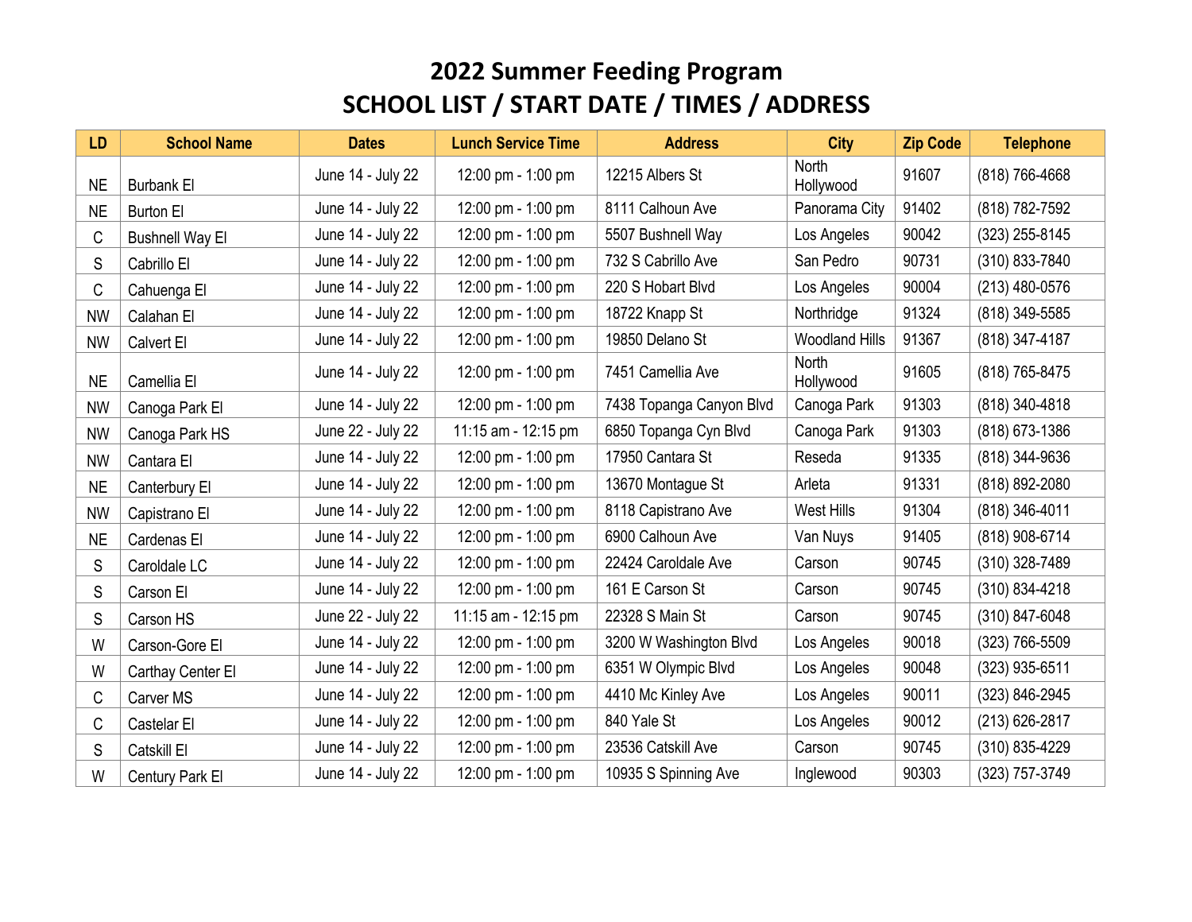# 2022 Summer Feeding Program

## SCHOOL LIST / START DATE / TIMES / ADDRESS

| LD | School Name | Dates | Lunch Service Time | Address | City | Zip Code | Telephone |
|---|---|---|---|---|---|---|---|
| NE | Burbank El | June 14 - July 22 | 12:00 pm - 1:00 pm | 12215 Albers St | North Hollywood | 91607 | (818) 766-4668 |
| NE | Burton El | June 14 - July 22 | 12:00 pm - 1:00 pm | 8111 Calhoun Ave | Panorama City | 91402 | (818) 782-7592 |
| C | Bushnell Way El | June 14 - July 22 | 12:00 pm - 1:00 pm | 5507 Bushnell Way | Los Angeles | 90042 | (323) 255-8145 |
| S | Cabrillo El | June 14 - July 22 | 12:00 pm - 1:00 pm | 732 S Cabrillo Ave | San Pedro | 90731 | (310) 833-7840 |
| C | Cahuenga El | June 14 - July 22 | 12:00 pm - 1:00 pm | 220 S Hobart Blvd | Los Angeles | 90004 | (213) 480-0576 |
| NW | Calahan El | June 14 - July 22 | 12:00 pm - 1:00 pm | 18722 Knapp St | Northridge | 91324 | (818) 349-5585 |
| NW | Calvert El | June 14 - July 22 | 12:00 pm - 1:00 pm | 19850 Delano St | Woodland Hills | 91367 | (818) 347-4187 |
| NE | Camellia El | June 14 - July 22 | 12:00 pm - 1:00 pm | 7451 Camellia Ave | North Hollywood | 91605 | (818) 765-8475 |
| NW | Canoga Park El | June 14 - July 22 | 12:00 pm - 1:00 pm | 7438 Topanga Canyon Blvd | Canoga Park | 91303 | (818) 340-4818 |
| NW | Canoga Park HS | June 22 - July 22 | 11:15 am - 12:15 pm | 6850 Topanga Cyn Blvd | Canoga Park | 91303 | (818) 673-1386 |
| NW | Cantara El | June 14 - July 22 | 12:00 pm - 1:00 pm | 17950 Cantara St | Reseda | 91335 | (818) 344-9636 |
| NE | Canterbury El | June 14 - July 22 | 12:00 pm - 1:00 pm | 13670 Montague St | Arleta | 91331 | (818) 892-2080 |
| NW | Capistrano El | June 14 - July 22 | 12:00 pm - 1:00 pm | 8118 Capistrano Ave | West Hills | 91304 | (818) 346-4011 |
| NE | Cardenas El | June 14 - July 22 | 12:00 pm - 1:00 pm | 6900 Calhoun Ave | Van Nuys | 91405 | (818) 908-6714 |
| S | Caroldale LC | June 14 - July 22 | 12:00 pm - 1:00 pm | 22424 Caroldale Ave | Carson | 90745 | (310) 328-7489 |
| S | Carson El | June 14 - July 22 | 12:00 pm - 1:00 pm | 161 E Carson St | Carson | 90745 | (310) 834-4218 |
| S | Carson HS | June 22 - July 22 | 11:15 am - 12:15 pm | 22328 S Main St | Carson | 90745 | (310) 847-6048 |
| W | Carson-Gore El | June 14 - July 22 | 12:00 pm - 1:00 pm | 3200 W Washington Blvd | Los Angeles | 90018 | (323) 766-5509 |
| W | Carthay Center El | June 14 - July 22 | 12:00 pm - 1:00 pm | 6351 W Olympic Blvd | Los Angeles | 90048 | (323) 935-6511 |
| C | Carver MS | June 14 - July 22 | 12:00 pm - 1:00 pm | 4410 Mc Kinley Ave | Los Angeles | 90011 | (323) 846-2945 |
| C | Castelar El | June 14 - July 22 | 12:00 pm - 1:00 pm | 840 Yale St | Los Angeles | 90012 | (213) 626-2817 |
| S | Catskill El | June 14 - July 22 | 12:00 pm - 1:00 pm | 23536 Catskill Ave | Carson | 90745 | (310) 835-4229 |
| W | Century Park El | June 14 - July 22 | 12:00 pm - 1:00 pm | 10935 S Spinning Ave | Inglewood | 90303 | (323) 757-3749 |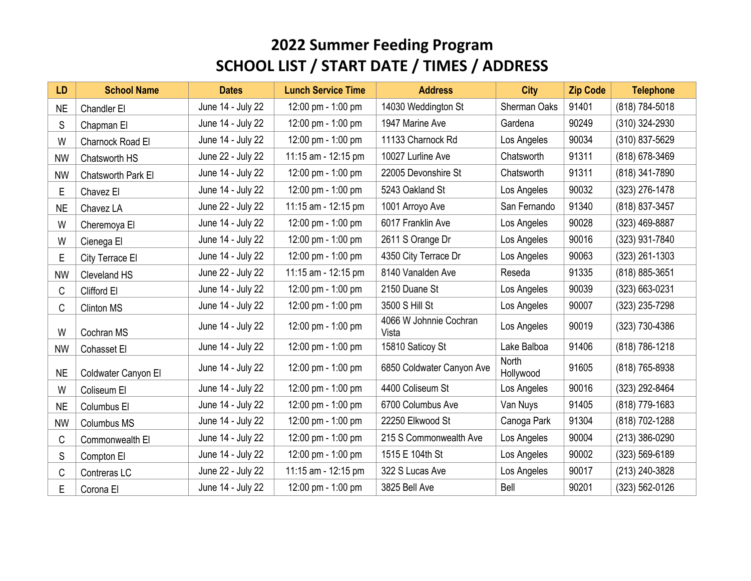# 2022 Summer Feeding Program
# SCHOOL LIST / START DATE / TIMES / ADDRESS

| LD | School Name | Dates | Lunch Service Time | Address | City | Zip Code | Telephone |
|---|---|---|---|---|---|---|---|
| NE | Chandler El | June 14 - July 22 | 12:00 pm - 1:00 pm | 14030 Weddington St | Sherman Oaks | 91401 | (818) 784-5018 |
| S | Chapman El | June 14 - July 22 | 12:00 pm - 1:00 pm | 1947 Marine Ave | Gardena | 90249 | (310) 324-2930 |
| W | Charnock Road El | June 14 - July 22 | 12:00 pm - 1:00 pm | 11133 Charnock Rd | Los Angeles | 90034 | (310) 837-5629 |
| NW | Chatsworth HS | June 22 - July 22 | 11:15 am - 12:15 pm | 10027 Lurline Ave | Chatsworth | 91311 | (818) 678-3469 |
| NW | Chatsworth Park El | June 14 - July 22 | 12:00 pm - 1:00 pm | 22005 Devonshire St | Chatsworth | 91311 | (818) 341-7890 |
| E | Chavez El | June 14 - July 22 | 12:00 pm - 1:00 pm | 5243 Oakland St | Los Angeles | 90032 | (323) 276-1478 |
| NE | Chavez LA | June 22 - July 22 | 11:15 am - 12:15 pm | 1001 Arroyo Ave | San Fernando | 91340 | (818) 837-3457 |
| W | Cheremoya El | June 14 - July 22 | 12:00 pm - 1:00 pm | 6017 Franklin Ave | Los Angeles | 90028 | (323) 469-8887 |
| W | Cienega El | June 14 - July 22 | 12:00 pm - 1:00 pm | 2611 S Orange Dr | Los Angeles | 90016 | (323) 931-7840 |
| E | City Terrace El | June 14 - July 22 | 12:00 pm - 1:00 pm | 4350 City Terrace Dr | Los Angeles | 90063 | (323) 261-1303 |
| NW | Cleveland HS | June 22 - July 22 | 11:15 am - 12:15 pm | 8140 Vanalden Ave | Reseda | 91335 | (818) 885-3651 |
| C | Clifford El | June 14 - July 22 | 12:00 pm - 1:00 pm | 2150 Duane St | Los Angeles | 90039 | (323) 663-0231 |
| C | Clinton MS | June 14 - July 22 | 12:00 pm - 1:00 pm | 3500 S Hill St | Los Angeles | 90007 | (323) 235-7298 |
| W | Cochran MS | June 14 - July 22 | 12:00 pm - 1:00 pm | 4066 W Johnnie Cochran Vista | Los Angeles | 90019 | (323) 730-4386 |
| NW | Cohasset El | June 14 - July 22 | 12:00 pm - 1:00 pm | 15810 Saticoy St | Lake Balboa | 91406 | (818) 786-1218 |
| NE | Coldwater Canyon El | June 14 - July 22 | 12:00 pm - 1:00 pm | 6850 Coldwater Canyon Ave | North Hollywood | 91605 | (818) 765-8938 |
| W | Coliseum El | June 14 - July 22 | 12:00 pm - 1:00 pm | 4400 Coliseum St | Los Angeles | 90016 | (323) 292-8464 |
| NE | Columbus El | June 14 - July 22 | 12:00 pm - 1:00 pm | 6700 Columbus Ave | Van Nuys | 91405 | (818) 779-1683 |
| NW | Columbus MS | June 14 - July 22 | 12:00 pm - 1:00 pm | 22250 Elkwood St | Canoga Park | 91304 | (818) 702-1288 |
| C | Commonwealth El | June 14 - July 22 | 12:00 pm - 1:00 pm | 215 S Commonwealth Ave | Los Angeles | 90004 | (213) 386-0290 |
| S | Compton El | June 14 - July 22 | 12:00 pm - 1:00 pm | 1515 E 104th St | Los Angeles | 90002 | (323) 569-6189 |
| C | Contreras LC | June 22 - July 22 | 11:15 am - 12:15 pm | 322 S Lucas Ave | Los Angeles | 90017 | (213) 240-3828 |
| E | Corona El | June 14 - July 22 | 12:00 pm - 1:00 pm | 3825 Bell Ave | Bell | 90201 | (323) 562-0126 |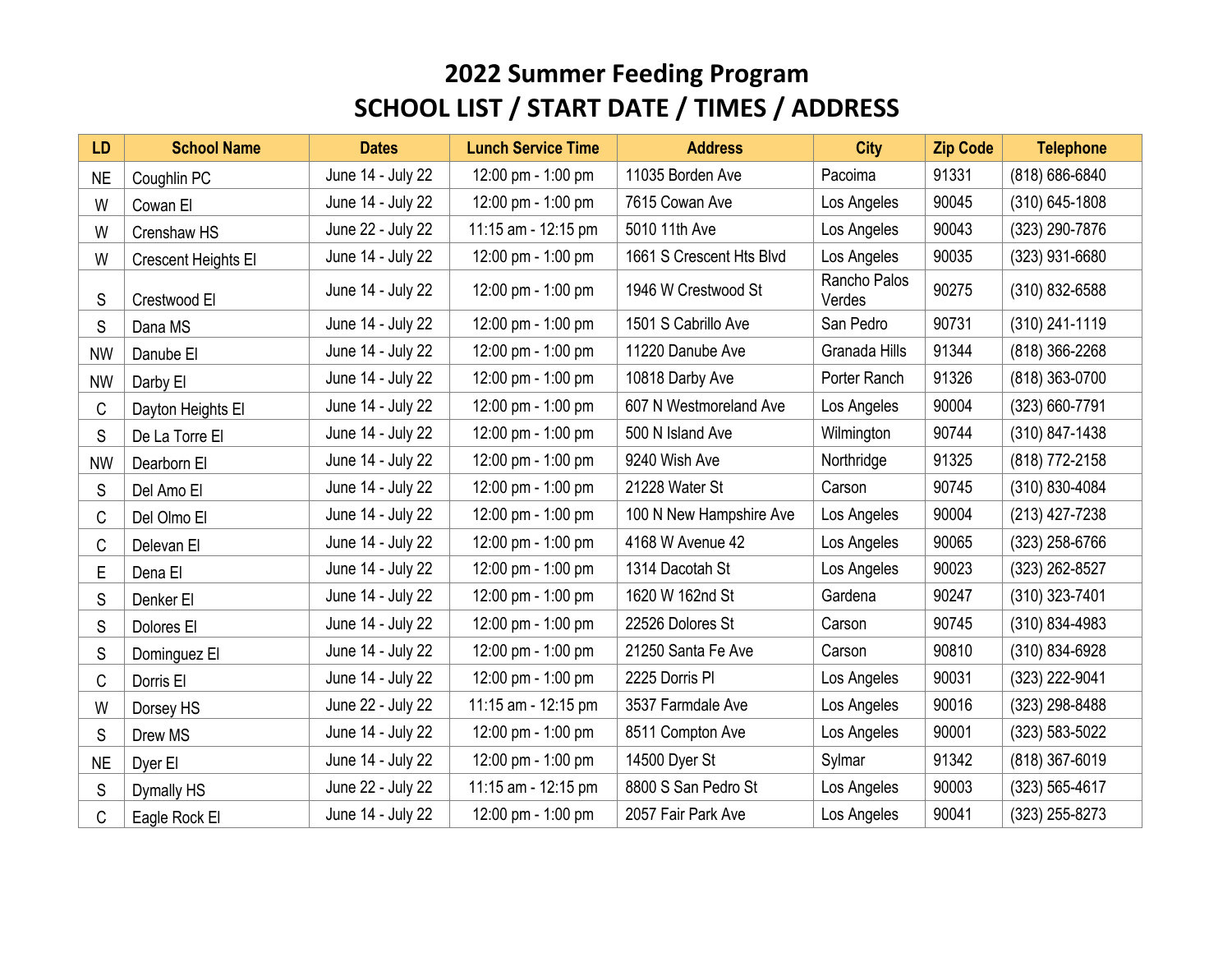# 2022 Summer Feeding Program
# SCHOOL LIST / START DATE / TIMES / ADDRESS

| LD | School Name | Dates | Lunch Service Time | Address | City | Zip Code | Telephone |
|---|---|---|---|---|---|---|---|
| NE | Coughlin PC | June 14 - July 22 | 12:00 pm - 1:00 pm | 11035 Borden Ave | Pacoima | 91331 | (818) 686-6840 |
| W | Cowan El | June 14 - July 22 | 12:00 pm - 1:00 pm | 7615 Cowan Ave | Los Angeles | 90045 | (310) 645-1808 |
| W | Crenshaw HS | June 22 - July 22 | 11:15 am - 12:15 pm | 5010 11th Ave | Los Angeles | 90043 | (323) 290-7876 |
| W | Crescent Heights El | June 14 - July 22 | 12:00 pm - 1:00 pm | 1661 S Crescent Hts Blvd | Los Angeles | 90035 | (323) 931-6680 |
| S | Crestwood El | June 14 - July 22 | 12:00 pm - 1:00 pm | 1946 W Crestwood St | Rancho Palos Verdes | 90275 | (310) 832-6588 |
| S | Dana MS | June 14 - July 22 | 12:00 pm - 1:00 pm | 1501 S Cabrillo Ave | San Pedro | 90731 | (310) 241-1119 |
| NW | Danube El | June 14 - July 22 | 12:00 pm - 1:00 pm | 11220 Danube Ave | Granada Hills | 91344 | (818) 366-2268 |
| NW | Darby El | June 14 - July 22 | 12:00 pm - 1:00 pm | 10818 Darby Ave | Porter Ranch | 91326 | (818) 363-0700 |
| C | Dayton Heights El | June 14 - July 22 | 12:00 pm - 1:00 pm | 607 N Westmoreland Ave | Los Angeles | 90004 | (323) 660-7791 |
| S | De La Torre El | June 14 - July 22 | 12:00 pm - 1:00 pm | 500 N Island Ave | Wilmington | 90744 | (310) 847-1438 |
| NW | Dearborn El | June 14 - July 22 | 12:00 pm - 1:00 pm | 9240 Wish Ave | Northridge | 91325 | (818) 772-2158 |
| S | Del Amo El | June 14 - July 22 | 12:00 pm - 1:00 pm | 21228 Water St | Carson | 90745 | (310) 830-4084 |
| C | Del Olmo El | June 14 - July 22 | 12:00 pm - 1:00 pm | 100 N New Hampshire Ave | Los Angeles | 90004 | (213) 427-7238 |
| C | Delevan El | June 14 - July 22 | 12:00 pm - 1:00 pm | 4168 W Avenue 42 | Los Angeles | 90065 | (323) 258-6766 |
| E | Dena El | June 14 - July 22 | 12:00 pm - 1:00 pm | 1314 Dacotah St | Los Angeles | 90023 | (323) 262-8527 |
| S | Denker El | June 14 - July 22 | 12:00 pm - 1:00 pm | 1620 W 162nd St | Gardena | 90247 | (310) 323-7401 |
| S | Dolores El | June 14 - July 22 | 12:00 pm - 1:00 pm | 22526 Dolores St | Carson | 90745 | (310) 834-4983 |
| S | Dominguez El | June 14 - July 22 | 12:00 pm - 1:00 pm | 21250 Santa Fe Ave | Carson | 90810 | (310) 834-6928 |
| C | Dorris El | June 14 - July 22 | 12:00 pm - 1:00 pm | 2225 Dorris Pl | Los Angeles | 90031 | (323) 222-9041 |
| W | Dorsey HS | June 22 - July 22 | 11:15 am - 12:15 pm | 3537 Farmdale Ave | Los Angeles | 90016 | (323) 298-8488 |
| S | Drew MS | June 14 - July 22 | 12:00 pm - 1:00 pm | 8511 Compton Ave | Los Angeles | 90001 | (323) 583-5022 |
| NE | Dyer El | June 14 - July 22 | 12:00 pm - 1:00 pm | 14500 Dyer St | Sylmar | 91342 | (818) 367-6019 |
| S | Dymally HS | June 22 - July 22 | 11:15 am - 12:15 pm | 8800 S San Pedro St | Los Angeles | 90003 | (323) 565-4617 |
| C | Eagle Rock El | June 14 - July 22 | 12:00 pm - 1:00 pm | 2057 Fair Park Ave | Los Angeles | 90041 | (323) 255-8273 |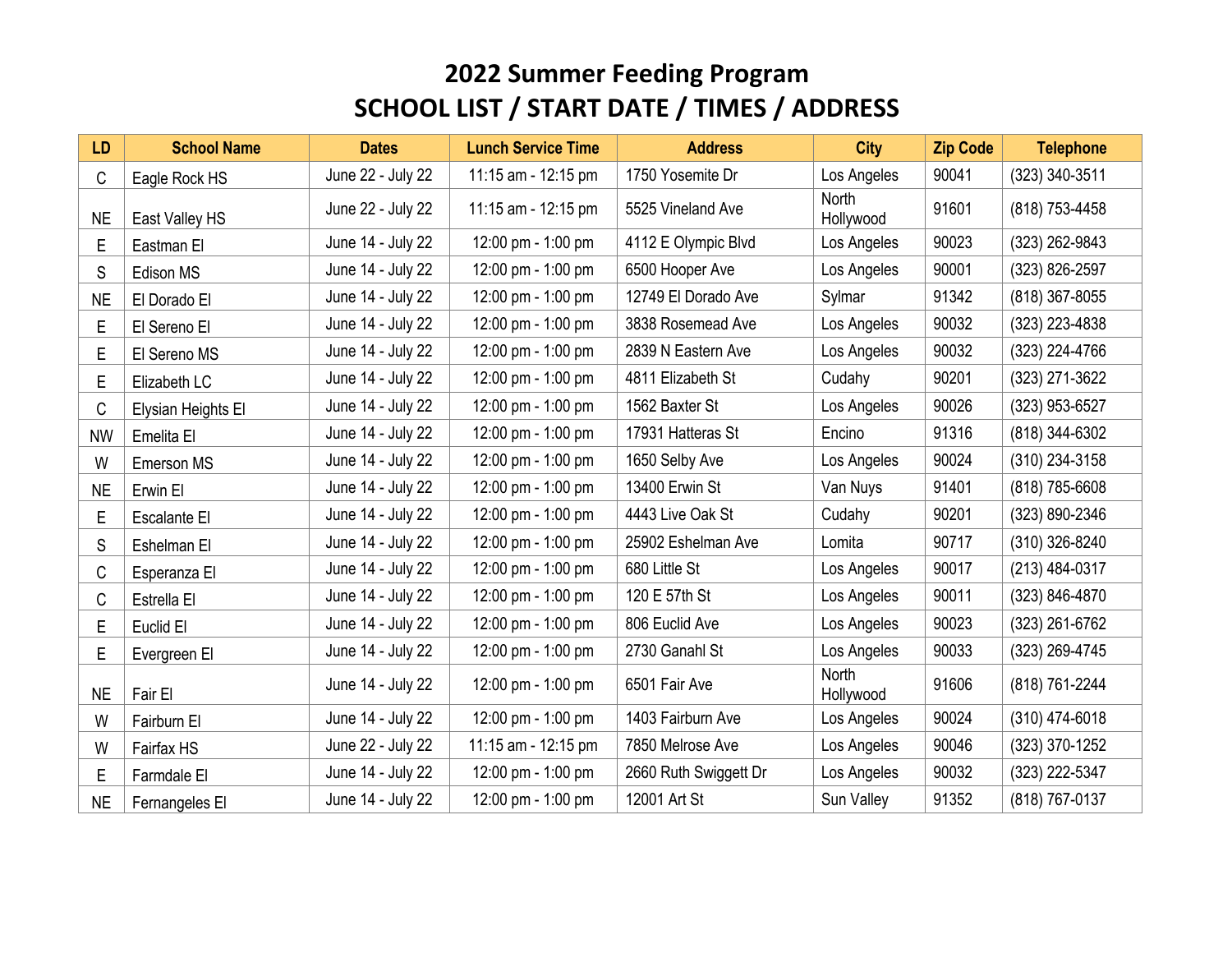# 2022 Summer Feeding Program
# SCHOOL LIST / START DATE / TIMES / ADDRESS

| LD | School Name | Dates | Lunch Service Time | Address | City | Zip Code | Telephone |
|---|---|---|---|---|---|---|---|
| C | Eagle Rock HS | June 22 - July 22 | 11:15 am - 12:15 pm | 1750 Yosemite Dr | Los Angeles | 90041 | (323) 340-3511 |
| NE | East Valley HS | June 22 - July 22 | 11:15 am - 12:15 pm | 5525 Vineland Ave | North Hollywood | 91601 | (818) 753-4458 |
| E | Eastman El | June 14 - July 22 | 12:00 pm - 1:00 pm | 4112 E Olympic Blvd | Los Angeles | 90023 | (323) 262-9843 |
| S | Edison MS | June 14 - July 22 | 12:00 pm - 1:00 pm | 6500 Hooper Ave | Los Angeles | 90001 | (323) 826-2597 |
| NE | El Dorado El | June 14 - July 22 | 12:00 pm - 1:00 pm | 12749 El Dorado Ave | Sylmar | 91342 | (818) 367-8055 |
| E | El Sereno El | June 14 - July 22 | 12:00 pm - 1:00 pm | 3838 Rosemead Ave | Los Angeles | 90032 | (323) 223-4838 |
| E | El Sereno MS | June 14 - July 22 | 12:00 pm - 1:00 pm | 2839 N Eastern Ave | Los Angeles | 90032 | (323) 224-4766 |
| E | Elizabeth LC | June 14 - July 22 | 12:00 pm - 1:00 pm | 4811 Elizabeth St | Cudahy | 90201 | (323) 271-3622 |
| C | Elysian Heights El | June 14 - July 22 | 12:00 pm - 1:00 pm | 1562 Baxter St | Los Angeles | 90026 | (323) 953-6527 |
| NW | Emelita El | June 14 - July 22 | 12:00 pm - 1:00 pm | 17931 Hatteras St | Encino | 91316 | (818) 344-6302 |
| W | Emerson MS | June 14 - July 22 | 12:00 pm - 1:00 pm | 1650 Selby Ave | Los Angeles | 90024 | (310) 234-3158 |
| NE | Erwin El | June 14 - July 22 | 12:00 pm - 1:00 pm | 13400 Erwin St | Van Nuys | 91401 | (818) 785-6608 |
| E | Escalante El | June 14 - July 22 | 12:00 pm - 1:00 pm | 4443 Live Oak St | Cudahy | 90201 | (323) 890-2346 |
| S | Eshelman El | June 14 - July 22 | 12:00 pm - 1:00 pm | 25902 Eshelman Ave | Lomita | 90717 | (310) 326-8240 |
| C | Esperanza El | June 14 - July 22 | 12:00 pm - 1:00 pm | 680 Little St | Los Angeles | 90017 | (213) 484-0317 |
| C | Estrella El | June 14 - July 22 | 12:00 pm - 1:00 pm | 120 E 57th St | Los Angeles | 90011 | (323) 846-4870 |
| E | Euclid El | June 14 - July 22 | 12:00 pm - 1:00 pm | 806 Euclid Ave | Los Angeles | 90023 | (323) 261-6762 |
| E | Evergreen El | June 14 - July 22 | 12:00 pm - 1:00 pm | 2730 Ganahl St | Los Angeles | 90033 | (323) 269-4745 |
| NE | Fair El | June 14 - July 22 | 12:00 pm - 1:00 pm | 6501 Fair Ave | North Hollywood | 91606 | (818) 761-2244 |
| W | Fairburn El | June 14 - July 22 | 12:00 pm - 1:00 pm | 1403 Fairburn Ave | Los Angeles | 90024 | (310) 474-6018 |
| W | Fairfax HS | June 22 - July 22 | 11:15 am - 12:15 pm | 7850 Melrose Ave | Los Angeles | 90046 | (323) 370-1252 |
| E | Farmdale El | June 14 - July 22 | 12:00 pm - 1:00 pm | 2660 Ruth Swiggett Dr | Los Angeles | 90032 | (323) 222-5347 |
| NE | Fernangeles El | June 14 - July 22 | 12:00 pm - 1:00 pm | 12001 Art St | Sun Valley | 91352 | (818) 767-0137 |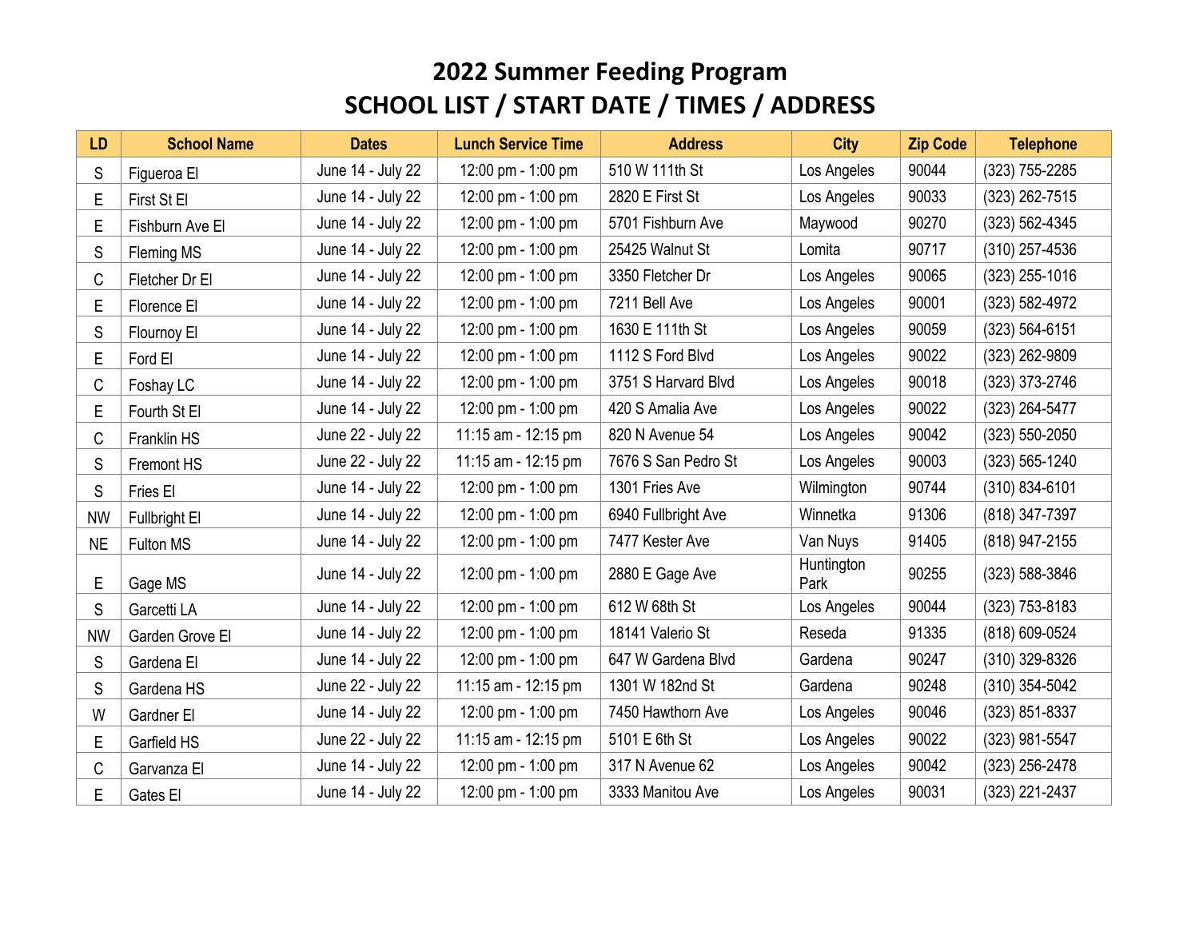# 2022 Summer Feeding Program
# SCHOOL LIST / START DATE / TIMES / ADDRESS

| LD | School Name | Dates | Lunch Service Time | Address | City | Zip Code | Telephone |
|---|---|---|---|---|---|---|---|
| S | Figueroa El | June 14 - July 22 | 12:00 pm - 1:00 pm | 510 W 111th St | Los Angeles | 90044 | (323) 755-2285 |
| E | First St El | June 14 - July 22 | 12:00 pm - 1:00 pm | 2820 E First St | Los Angeles | 90033 | (323) 262-7515 |
| E | Fishburn Ave El | June 14 - July 22 | 12:00 pm - 1:00 pm | 5701 Fishburn Ave | Maywood | 90270 | (323) 562-4345 |
| S | Fleming MS | June 14 - July 22 | 12:00 pm - 1:00 pm | 25425 Walnut St | Lomita | 90717 | (310) 257-4536 |
| C | Fletcher Dr El | June 14 - July 22 | 12:00 pm - 1:00 pm | 3350 Fletcher Dr | Los Angeles | 90065 | (323) 255-1016 |
| E | Florence El | June 14 - July 22 | 12:00 pm - 1:00 pm | 7211 Bell Ave | Los Angeles | 90001 | (323) 582-4972 |
| S | Flournoy El | June 14 - July 22 | 12:00 pm - 1:00 pm | 1630 E 111th St | Los Angeles | 90059 | (323) 564-6151 |
| E | Ford El | June 14 - July 22 | 12:00 pm - 1:00 pm | 1112 S Ford Blvd | Los Angeles | 90022 | (323) 262-9809 |
| C | Foshay LC | June 14 - July 22 | 12:00 pm - 1:00 pm | 3751 S Harvard Blvd | Los Angeles | 90018 | (323) 373-2746 |
| E | Fourth St El | June 14 - July 22 | 12:00 pm - 1:00 pm | 420 S Amalia Ave | Los Angeles | 90022 | (323) 264-5477 |
| C | Franklin HS | June 22 - July 22 | 11:15 am - 12:15 pm | 820 N Avenue 54 | Los Angeles | 90042 | (323) 550-2050 |
| S | Fremont HS | June 22 - July 22 | 11:15 am - 12:15 pm | 7676 S San Pedro St | Los Angeles | 90003 | (323) 565-1240 |
| S | Fries El | June 14 - July 22 | 12:00 pm - 1:00 pm | 1301 Fries Ave | Wilmington | 90744 | (310) 834-6101 |
| NW | Fullbright El | June 14 - July 22 | 12:00 pm - 1:00 pm | 6940 Fullbright Ave | Winnetka | 91306 | (818) 347-7397 |
| NE | Fulton MS | June 14 - July 22 | 12:00 pm - 1:00 pm | 7477 Kester Ave | Van Nuys | 91405 | (818) 947-2155 |
| E | Gage MS | June 14 - July 22 | 12:00 pm - 1:00 pm | 2880 E Gage Ave | Huntington Park | 90255 | (323) 588-3846 |
| S | Garcetti LA | June 14 - July 22 | 12:00 pm - 1:00 pm | 612 W 68th St | Los Angeles | 90044 | (323) 753-8183 |
| NW | Garden Grove El | June 14 - July 22 | 12:00 pm - 1:00 pm | 18141 Valerio St | Reseda | 91335 | (818) 609-0524 |
| S | Gardena El | June 14 - July 22 | 12:00 pm - 1:00 pm | 647 W Gardena Blvd | Gardena | 90247 | (310) 329-8326 |
| S | Gardena HS | June 22 - July 22 | 11:15 am - 12:15 pm | 1301 W 182nd St | Gardena | 90248 | (310) 354-5042 |
| W | Gardner El | June 14 - July 22 | 12:00 pm - 1:00 pm | 7450 Hawthorn Ave | Los Angeles | 90046 | (323) 851-8337 |
| E | Garfield HS | June 22 - July 22 | 11:15 am - 12:15 pm | 5101 E 6th St | Los Angeles | 90022 | (323) 981-5547 |
| C | Garvanza El | June 14 - July 22 | 12:00 pm - 1:00 pm | 317 N Avenue 62 | Los Angeles | 90042 | (323) 256-2478 |
| E | Gates El | June 14 - July 22 | 12:00 pm - 1:00 pm | 3333 Manitou Ave | Los Angeles | 90031 | (323) 221-2437 |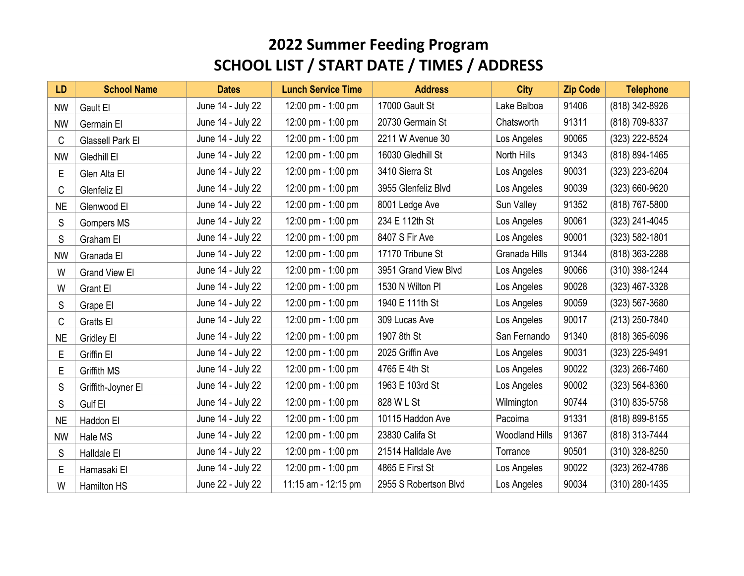# 2022 Summer Feeding Program
## SCHOOL LIST / START DATE / TIMES / ADDRESS

| LD | School Name | Dates | Lunch Service Time | Address | City | Zip Code | Telephone |
|---|---|---|---|---|---|---|---|
| NW | Gault El | June 14 - July 22 | 12:00 pm - 1:00 pm | 17000 Gault St | Lake Balboa | 91406 | (818) 342-8926 |
| NW | Germain El | June 14 - July 22 | 12:00 pm - 1:00 pm | 20730 Germain St | Chatsworth | 91311 | (818) 709-8337 |
| C | Glassell Park El | June 14 - July 22 | 12:00 pm - 1:00 pm | 2211 W Avenue 30 | Los Angeles | 90065 | (323) 222-8524 |
| NW | Gledhill El | June 14 - July 22 | 12:00 pm - 1:00 pm | 16030 Gledhill St | North Hills | 91343 | (818) 894-1465 |
| E | Glen Alta El | June 14 - July 22 | 12:00 pm - 1:00 pm | 3410 Sierra St | Los Angeles | 90031 | (323) 223-6204 |
| C | Glenfeliz El | June 14 - July 22 | 12:00 pm - 1:00 pm | 3955 Glenfeliz Blvd | Los Angeles | 90039 | (323) 660-9620 |
| NE | Glenwood El | June 14 - July 22 | 12:00 pm - 1:00 pm | 8001 Ledge Ave | Sun Valley | 91352 | (818) 767-5800 |
| S | Gompers MS | June 14 - July 22 | 12:00 pm - 1:00 pm | 234 E 112th St | Los Angeles | 90061 | (323) 241-4045 |
| S | Graham El | June 14 - July 22 | 12:00 pm - 1:00 pm | 8407 S Fir Ave | Los Angeles | 90001 | (323) 582-1801 |
| NW | Granada El | June 14 - July 22 | 12:00 pm - 1:00 pm | 17170 Tribune St | Granada Hills | 91344 | (818) 363-2288 |
| W | Grand View El | June 14 - July 22 | 12:00 pm - 1:00 pm | 3951 Grand View Blvd | Los Angeles | 90066 | (310) 398-1244 |
| W | Grant El | June 14 - July 22 | 12:00 pm - 1:00 pm | 1530 N Wilton Pl | Los Angeles | 90028 | (323) 467-3328 |
| S | Grape El | June 14 - July 22 | 12:00 pm - 1:00 pm | 1940 E 111th St | Los Angeles | 90059 | (323) 567-3680 |
| C | Gratts El | June 14 - July 22 | 12:00 pm - 1:00 pm | 309 Lucas Ave | Los Angeles | 90017 | (213) 250-7840 |
| NE | Gridley El | June 14 - July 22 | 12:00 pm - 1:00 pm | 1907 8th St | San Fernando | 91340 | (818) 365-6096 |
| E | Griffin El | June 14 - July 22 | 12:00 pm - 1:00 pm | 2025 Griffin Ave | Los Angeles | 90031 | (323) 225-9491 |
| E | Griffith MS | June 14 - July 22 | 12:00 pm - 1:00 pm | 4765 E 4th St | Los Angeles | 90022 | (323) 266-7460 |
| S | Griffith-Joyner El | June 14 - July 22 | 12:00 pm - 1:00 pm | 1963 E 103rd St | Los Angeles | 90002 | (323) 564-8360 |
| S | Gulf El | June 14 - July 22 | 12:00 pm - 1:00 pm | 828 W L St | Wilmington | 90744 | (310) 835-5758 |
| NE | Haddon El | June 14 - July 22 | 12:00 pm - 1:00 pm | 10115 Haddon Ave | Pacoima | 91331 | (818) 899-8155 |
| NW | Hale MS | June 14 - July 22 | 12:00 pm - 1:00 pm | 23830 Califa St | Woodland Hills | 91367 | (818) 313-7444 |
| S | Halldale El | June 14 - July 22 | 12:00 pm - 1:00 pm | 21514 Halldale Ave | Torrance | 90501 | (310) 328-8250 |
| E | Hamasaki El | June 14 - July 22 | 12:00 pm - 1:00 pm | 4865 E First St | Los Angeles | 90022 | (323) 262-4786 |
| W | Hamilton HS | June 22 - July 22 | 11:15 am - 12:15 pm | 2955 S Robertson Blvd | Los Angeles | 90034 | (310) 280-1435 |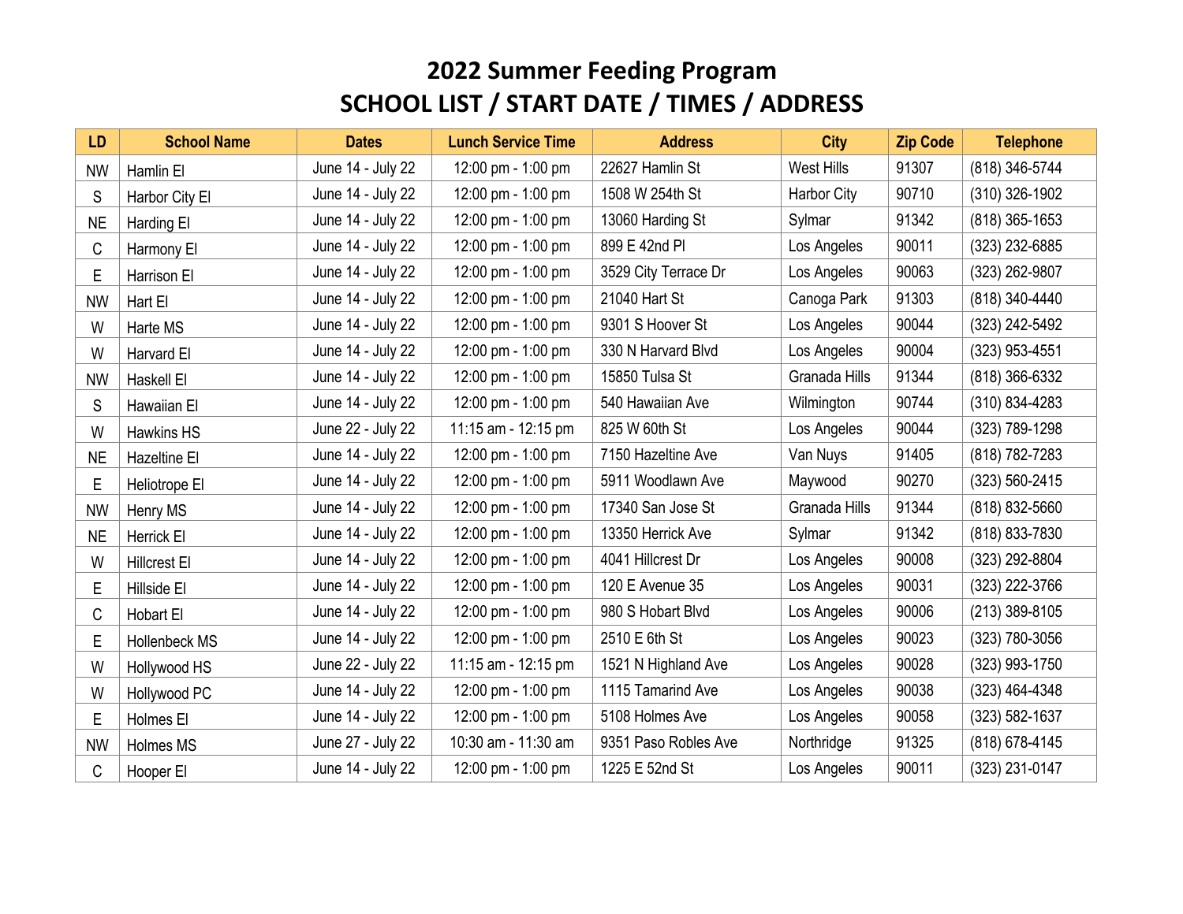# 2022 Summer Feeding Program
# SCHOOL LIST / START DATE / TIMES / ADDRESS

| LD | School Name | Dates | Lunch Service Time | Address | City | Zip Code | Telephone |
|---|---|---|---|---|---|---|---|
| NW | Hamlin El | June 14 - July 22 | 12:00 pm - 1:00 pm | 22627 Hamlin St | West Hills | 91307 | (818) 346-5744 |
| S | Harbor City El | June 14 - July 22 | 12:00 pm - 1:00 pm | 1508 W 254th St | Harbor City | 90710 | (310) 326-1902 |
| NE | Harding El | June 14 - July 22 | 12:00 pm - 1:00 pm | 13060 Harding St | Sylmar | 91342 | (818) 365-1653 |
| C | Harmony El | June 14 - July 22 | 12:00 pm - 1:00 pm | 899 E 42nd Pl | Los Angeles | 90011 | (323) 232-6885 |
| E | Harrison El | June 14 - July 22 | 12:00 pm - 1:00 pm | 3529 City Terrace Dr | Los Angeles | 90063 | (323) 262-9807 |
| NW | Hart El | June 14 - July 22 | 12:00 pm - 1:00 pm | 21040 Hart St | Canoga Park | 91303 | (818) 340-4440 |
| W | Harte MS | June 14 - July 22 | 12:00 pm - 1:00 pm | 9301 S Hoover St | Los Angeles | 90044 | (323) 242-5492 |
| W | Harvard El | June 14 - July 22 | 12:00 pm - 1:00 pm | 330 N Harvard Blvd | Los Angeles | 90004 | (323) 953-4551 |
| NW | Haskell El | June 14 - July 22 | 12:00 pm - 1:00 pm | 15850 Tulsa St | Granada Hills | 91344 | (818) 366-6332 |
| S | Hawaiian El | June 14 - July 22 | 12:00 pm - 1:00 pm | 540 Hawaiian Ave | Wilmington | 90744 | (310) 834-4283 |
| W | Hawkins HS | June 22 - July 22 | 11:15 am - 12:15 pm | 825 W 60th St | Los Angeles | 90044 | (323) 789-1298 |
| NE | Hazeltine El | June 14 - July 22 | 12:00 pm - 1:00 pm | 7150 Hazeltine Ave | Van Nuys | 91405 | (818) 782-7283 |
| E | Heliotrope El | June 14 - July 22 | 12:00 pm - 1:00 pm | 5911 Woodlawn Ave | Maywood | 90270 | (323) 560-2415 |
| NW | Henry MS | June 14 - July 22 | 12:00 pm - 1:00 pm | 17340 San Jose St | Granada Hills | 91344 | (818) 832-5660 |
| NE | Herrick El | June 14 - July 22 | 12:00 pm - 1:00 pm | 13350 Herrick Ave | Sylmar | 91342 | (818) 833-7830 |
| W | Hillcrest El | June 14 - July 22 | 12:00 pm - 1:00 pm | 4041 Hillcrest Dr | Los Angeles | 90008 | (323) 292-8804 |
| E | Hillside El | June 14 - July 22 | 12:00 pm - 1:00 pm | 120 E Avenue 35 | Los Angeles | 90031 | (323) 222-3766 |
| C | Hobart El | June 14 - July 22 | 12:00 pm - 1:00 pm | 980 S Hobart Blvd | Los Angeles | 90006 | (213) 389-8105 |
| E | Hollenbeck MS | June 14 - July 22 | 12:00 pm - 1:00 pm | 2510 E 6th St | Los Angeles | 90023 | (323) 780-3056 |
| W | Hollywood HS | June 22 - July 22 | 11:15 am - 12:15 pm | 1521 N Highland Ave | Los Angeles | 90028 | (323) 993-1750 |
| W | Hollywood PC | June 14 - July 22 | 12:00 pm - 1:00 pm | 1115 Tamarind Ave | Los Angeles | 90038 | (323) 464-4348 |
| E | Holmes El | June 14 - July 22 | 12:00 pm - 1:00 pm | 5108 Holmes Ave | Los Angeles | 90058 | (323) 582-1637 |
| NW | Holmes MS | June 27 - July 22 | 10:30 am - 11:30 am | 9351 Paso Robles Ave | Northridge | 91325 | (818) 678-4145 |
| C | Hooper El | June 14 - July 22 | 12:00 pm - 1:00 pm | 1225 E 52nd St | Los Angeles | 90011 | (323) 231-0147 |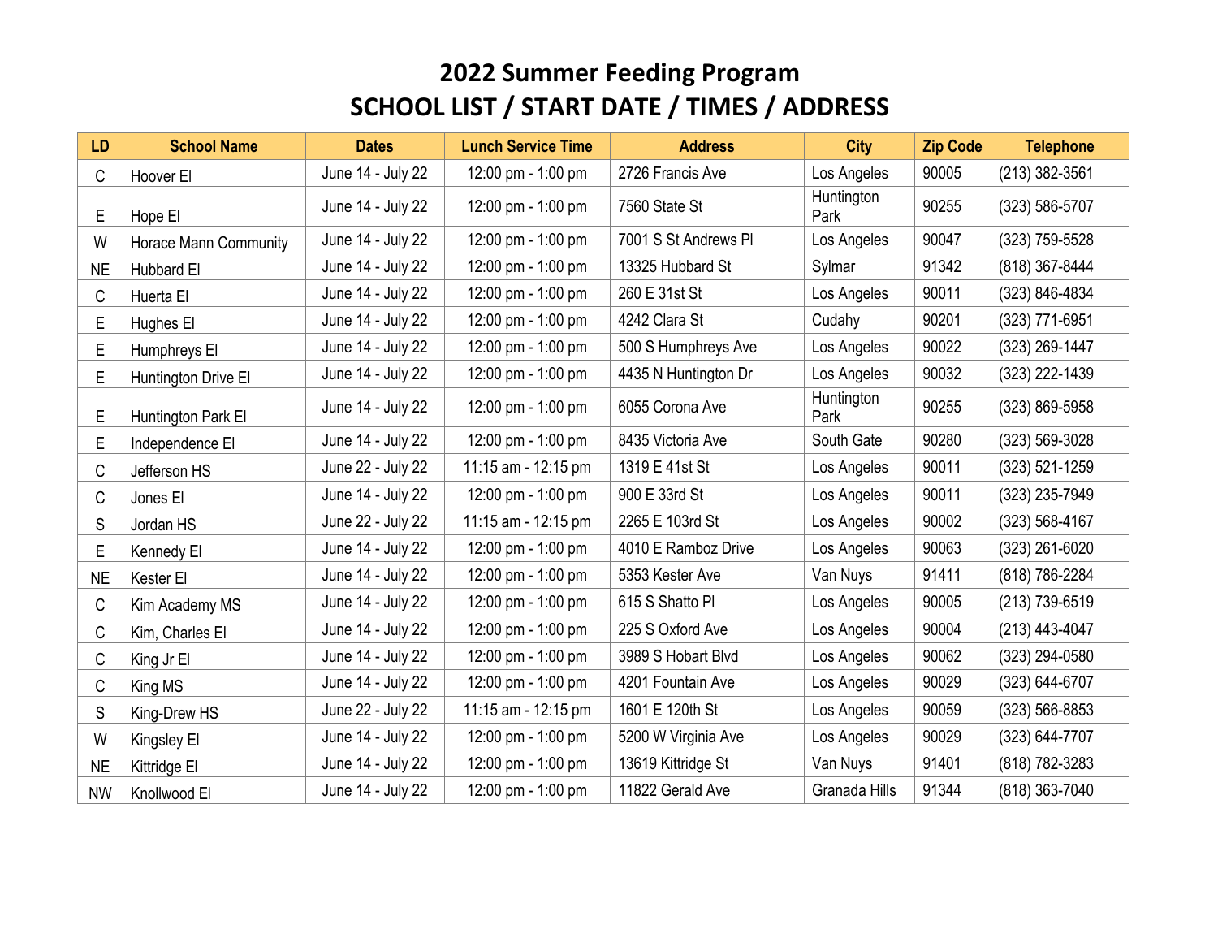# 2022 Summer Feeding Program
# SCHOOL LIST / START DATE / TIMES / ADDRESS

| LD | School Name | Dates | Lunch Service Time | Address | City | Zip Code | Telephone |
|---|---|---|---|---|---|---|---|
| C | Hoover El | June 14 - July 22 | 12:00 pm - 1:00 pm | 2726 Francis Ave | Los Angeles | 90005 | (213) 382-3561 |
| E | Hope El | June 14 - July 22 | 12:00 pm - 1:00 pm | 7560 State St | Huntington Park | 90255 | (323) 586-5707 |
| W | Horace Mann Community | June 14 - July 22 | 12:00 pm - 1:00 pm | 7001 S St Andrews Pl | Los Angeles | 90047 | (323) 759-5528 |
| NE | Hubbard El | June 14 - July 22 | 12:00 pm - 1:00 pm | 13325 Hubbard St | Sylmar | 91342 | (818) 367-8444 |
| C | Huerta El | June 14 - July 22 | 12:00 pm - 1:00 pm | 260 E 31st St | Los Angeles | 90011 | (323) 846-4834 |
| E | Hughes El | June 14 - July 22 | 12:00 pm - 1:00 pm | 4242 Clara St | Cudahy | 90201 | (323) 771-6951 |
| E | Humphreys El | June 14 - July 22 | 12:00 pm - 1:00 pm | 500 S Humphreys Ave | Los Angeles | 90022 | (323) 269-1447 |
| E | Huntington Drive El | June 14 - July 22 | 12:00 pm - 1:00 pm | 4435 N Huntington Dr | Los Angeles | 90032 | (323) 222-1439 |
| E | Huntington Park El | June 14 - July 22 | 12:00 pm - 1:00 pm | 6055 Corona Ave | Huntington Park | 90255 | (323) 869-5958 |
| E | Independence El | June 14 - July 22 | 12:00 pm - 1:00 pm | 8435 Victoria Ave | South Gate | 90280 | (323) 569-3028 |
| C | Jefferson HS | June 22 - July 22 | 11:15 am - 12:15 pm | 1319 E 41st St | Los Angeles | 90011 | (323) 521-1259 |
| C | Jones El | June 14 - July 22 | 12:00 pm - 1:00 pm | 900 E 33rd St | Los Angeles | 90011 | (323) 235-7949 |
| S | Jordan HS | June 22 - July 22 | 11:15 am - 12:15 pm | 2265 E 103rd St | Los Angeles | 90002 | (323) 568-4167 |
| E | Kennedy El | June 14 - July 22 | 12:00 pm - 1:00 pm | 4010 E Ramboz Drive | Los Angeles | 90063 | (323) 261-6020 |
| NE | Kester El | June 14 - July 22 | 12:00 pm - 1:00 pm | 5353 Kester Ave | Van Nuys | 91411 | (818) 786-2284 |
| C | Kim Academy MS | June 14 - July 22 | 12:00 pm - 1:00 pm | 615 S Shatto Pl | Los Angeles | 90005 | (213) 739-6519 |
| C | Kim, Charles El | June 14 - July 22 | 12:00 pm - 1:00 pm | 225 S Oxford Ave | Los Angeles | 90004 | (213) 443-4047 |
| C | King Jr El | June 14 - July 22 | 12:00 pm - 1:00 pm | 3989 S Hobart Blvd | Los Angeles | 90062 | (323) 294-0580 |
| C | King MS | June 14 - July 22 | 12:00 pm - 1:00 pm | 4201 Fountain Ave | Los Angeles | 90029 | (323) 644-6707 |
| S | King-Drew HS | June 22 - July 22 | 11:15 am - 12:15 pm | 1601 E 120th St | Los Angeles | 90059 | (323) 566-8853 |
| W | Kingsley El | June 14 - July 22 | 12:00 pm - 1:00 pm | 5200 W Virginia Ave | Los Angeles | 90029 | (323) 644-7707 |
| NE | Kittridge El | June 14 - July 22 | 12:00 pm - 1:00 pm | 13619 Kittridge St | Van Nuys | 91401 | (818) 782-3283 |
| NW | Knollwood El | June 14 - July 22 | 12:00 pm - 1:00 pm | 11822 Gerald Ave | Granada Hills | 91344 | (818) 363-7040 |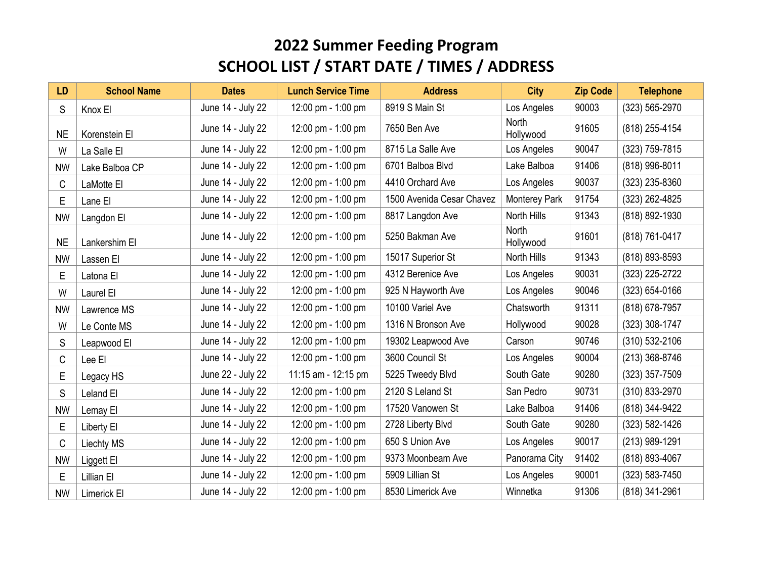# 2022 Summer Feeding Program
# SCHOOL LIST / START DATE / TIMES / ADDRESS

| LD | School Name | Dates | Lunch Service Time | Address | City | Zip Code | Telephone |
|---|---|---|---|---|---|---|---|
| S | Knox El | June 14 - July 22 | 12:00 pm - 1:00 pm | 8919 S Main St | Los Angeles | 90003 | (323) 565-2970 |
| NE | Korenstein El | June 14 - July 22 | 12:00 pm - 1:00 pm | 7650 Ben Ave | North Hollywood | 91605 | (818) 255-4154 |
| W | La Salle El | June 14 - July 22 | 12:00 pm - 1:00 pm | 8715 La Salle Ave | Los Angeles | 90047 | (323) 759-7815 |
| NW | Lake Balboa CP | June 14 - July 22 | 12:00 pm - 1:00 pm | 6701 Balboa Blvd | Lake Balboa | 91406 | (818) 996-8011 |
| C | LaMotte El | June 14 - July 22 | 12:00 pm - 1:00 pm | 4410 Orchard Ave | Los Angeles | 90037 | (323) 235-8360 |
| E | Lane El | June 14 - July 22 | 12:00 pm - 1:00 pm | 1500 Avenida Cesar Chavez | Monterey Park | 91754 | (323) 262-4825 |
| NW | Langdon El | June 14 - July 22 | 12:00 pm - 1:00 pm | 8817 Langdon Ave | North Hills | 91343 | (818) 892-1930 |
| NE | Lankershim El | June 14 - July 22 | 12:00 pm - 1:00 pm | 5250 Bakman Ave | North Hollywood | 91601 | (818) 761-0417 |
| NW | Lassen El | June 14 - July 22 | 12:00 pm - 1:00 pm | 15017 Superior St | North Hills | 91343 | (818) 893-8593 |
| E | Latona El | June 14 - July 22 | 12:00 pm - 1:00 pm | 4312 Berenice Ave | Los Angeles | 90031 | (323) 225-2722 |
| W | Laurel El | June 14 - July 22 | 12:00 pm - 1:00 pm | 925 N Hayworth Ave | Los Angeles | 90046 | (323) 654-0166 |
| NW | Lawrence MS | June 14 - July 22 | 12:00 pm - 1:00 pm | 10100 Variel Ave | Chatsworth | 91311 | (818) 678-7957 |
| W | Le Conte MS | June 14 - July 22 | 12:00 pm - 1:00 pm | 1316 N Bronson Ave | Hollywood | 90028 | (323) 308-1747 |
| S | Leapwood El | June 14 - July 22 | 12:00 pm - 1:00 pm | 19302 Leapwood Ave | Carson | 90746 | (310) 532-2106 |
| C | Lee El | June 14 - July 22 | 12:00 pm - 1:00 pm | 3600 Council St | Los Angeles | 90004 | (213) 368-8746 |
| E | Legacy HS | June 22 - July 22 | 11:15 am - 12:15 pm | 5225 Tweedy Blvd | South Gate | 90280 | (323) 357-7509 |
| S | Leland El | June 14 - July 22 | 12:00 pm - 1:00 pm | 2120 S Leland St | San Pedro | 90731 | (310) 833-2970 |
| NW | Lemay El | June 14 - July 22 | 12:00 pm - 1:00 pm | 17520 Vanowen St | Lake Balboa | 91406 | (818) 344-9422 |
| E | Liberty El | June 14 - July 22 | 12:00 pm - 1:00 pm | 2728 Liberty Blvd | South Gate | 90280 | (323) 582-1426 |
| C | Liechty MS | June 14 - July 22 | 12:00 pm - 1:00 pm | 650 S Union Ave | Los Angeles | 90017 | (213) 989-1291 |
| NW | Liggett El | June 14 - July 22 | 12:00 pm - 1:00 pm | 9373 Moonbeam Ave | Panorama City | 91402 | (818) 893-4067 |
| E | Lillian El | June 14 - July 22 | 12:00 pm - 1:00 pm | 5909 Lillian St | Los Angeles | 90001 | (323) 583-7450 |
| NW | Limerick El | June 14 - July 22 | 12:00 pm - 1:00 pm | 8530 Limerick Ave | Winnetka | 91306 | (818) 341-2961 |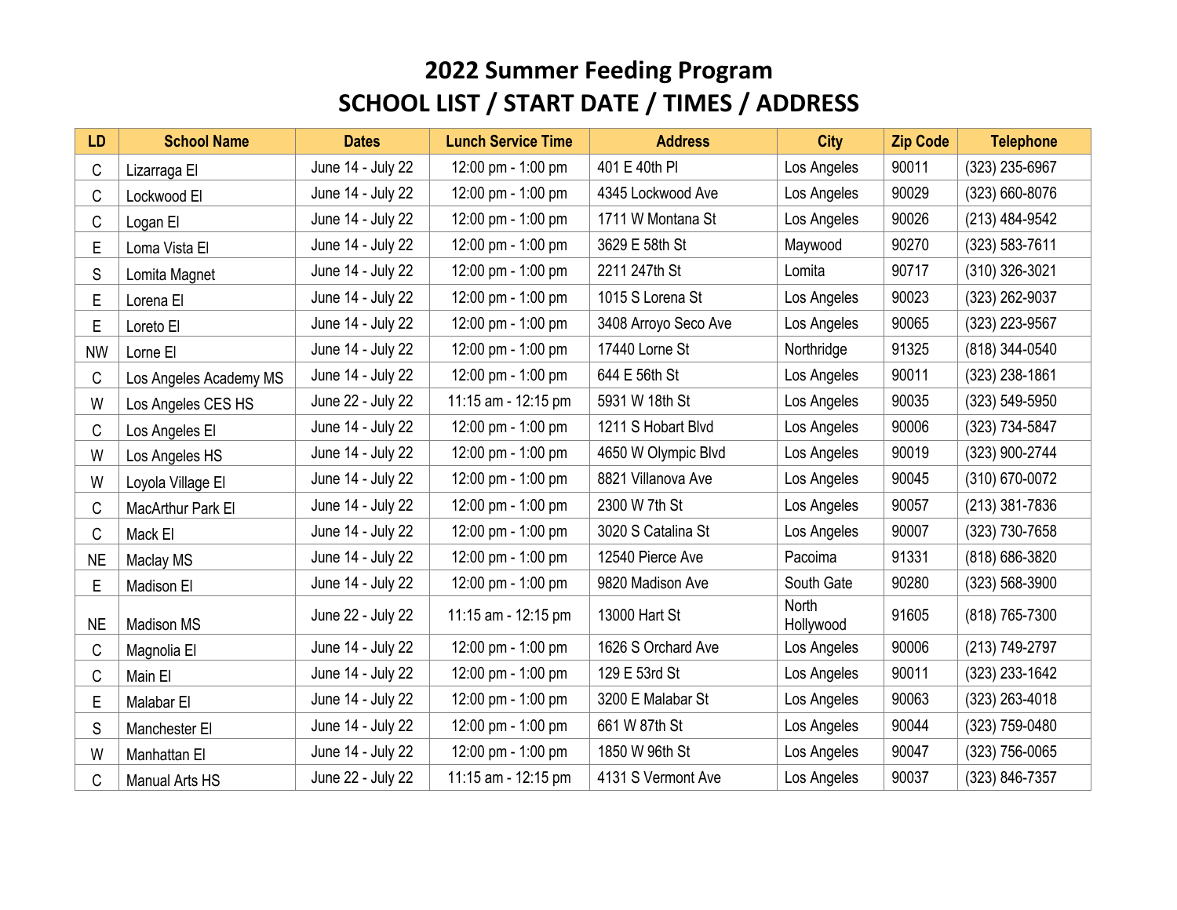# 2022 Summer Feeding Program
# SCHOOL LIST / START DATE / TIMES / ADDRESS

| LD | School Name | Dates | Lunch Service Time | Address | City | Zip Code | Telephone |
|---|---|---|---|---|---|---|---|
| C | Lizarraga El | June 14 - July 22 | 12:00 pm - 1:00 pm | 401 E 40th Pl | Los Angeles | 90011 | (323) 235-6967 |
| C | Lockwood El | June 14 - July 22 | 12:00 pm - 1:00 pm | 4345 Lockwood Ave | Los Angeles | 90029 | (323) 660-8076 |
| C | Logan El | June 14 - July 22 | 12:00 pm - 1:00 pm | 1711 W Montana St | Los Angeles | 90026 | (213) 484-9542 |
| E | Loma Vista El | June 14 - July 22 | 12:00 pm - 1:00 pm | 3629 E 58th St | Maywood | 90270 | (323) 583-7611 |
| S | Lomita Magnet | June 14 - July 22 | 12:00 pm - 1:00 pm | 2211 247th St | Lomita | 90717 | (310) 326-3021 |
| E | Lorena El | June 14 - July 22 | 12:00 pm - 1:00 pm | 1015 S Lorena St | Los Angeles | 90023 | (323) 262-9037 |
| E | Loreto El | June 14 - July 22 | 12:00 pm - 1:00 pm | 3408 Arroyo Seco Ave | Los Angeles | 90065 | (323) 223-9567 |
| NW | Lorne El | June 14 - July 22 | 12:00 pm - 1:00 pm | 17440 Lorne St | Northridge | 91325 | (818) 344-0540 |
| C | Los Angeles Academy MS | June 14 - July 22 | 12:00 pm - 1:00 pm | 644 E 56th St | Los Angeles | 90011 | (323) 238-1861 |
| W | Los Angeles CES HS | June 22 - July 22 | 11:15 am - 12:15 pm | 5931 W 18th St | Los Angeles | 90035 | (323) 549-5950 |
| C | Los Angeles El | June 14 - July 22 | 12:00 pm - 1:00 pm | 1211 S Hobart Blvd | Los Angeles | 90006 | (323) 734-5847 |
| W | Los Angeles HS | June 14 - July 22 | 12:00 pm - 1:00 pm | 4650 W Olympic Blvd | Los Angeles | 90019 | (323) 900-2744 |
| W | Loyola Village El | June 14 - July 22 | 12:00 pm - 1:00 pm | 8821 Villanova Ave | Los Angeles | 90045 | (310) 670-0072 |
| C | MacArthur Park El | June 14 - July 22 | 12:00 pm - 1:00 pm | 2300 W 7th St | Los Angeles | 90057 | (213) 381-7836 |
| C | Mack El | June 14 - July 22 | 12:00 pm - 1:00 pm | 3020 S Catalina St | Los Angeles | 90007 | (323) 730-7658 |
| NE | Maclay MS | June 14 - July 22 | 12:00 pm - 1:00 pm | 12540 Pierce Ave | Pacoima | 91331 | (818) 686-3820 |
| E | Madison El | June 14 - July 22 | 12:00 pm - 1:00 pm | 9820 Madison Ave | South Gate | 90280 | (323) 568-3900 |
| NE | Madison MS | June 22 - July 22 | 11:15 am - 12:15 pm | 13000 Hart St | North Hollywood | 91605 | (818) 765-7300 |
| C | Magnolia El | June 14 - July 22 | 12:00 pm - 1:00 pm | 1626 S Orchard Ave | Los Angeles | 90006 | (213) 749-2797 |
| C | Main El | June 14 - July 22 | 12:00 pm - 1:00 pm | 129 E 53rd St | Los Angeles | 90011 | (323) 233-1642 |
| E | Malabar El | June 14 - July 22 | 12:00 pm - 1:00 pm | 3200 E Malabar St | Los Angeles | 90063 | (323) 263-4018 |
| S | Manchester El | June 14 - July 22 | 12:00 pm - 1:00 pm | 661 W 87th St | Los Angeles | 90044 | (323) 759-0480 |
| W | Manhattan El | June 14 - July 22 | 12:00 pm - 1:00 pm | 1850 W 96th St | Los Angeles | 90047 | (323) 756-0065 |
| C | Manual Arts HS | June 22 - July 22 | 11:15 am - 12:15 pm | 4131 S Vermont Ave | Los Angeles | 90037 | (323) 846-7357 |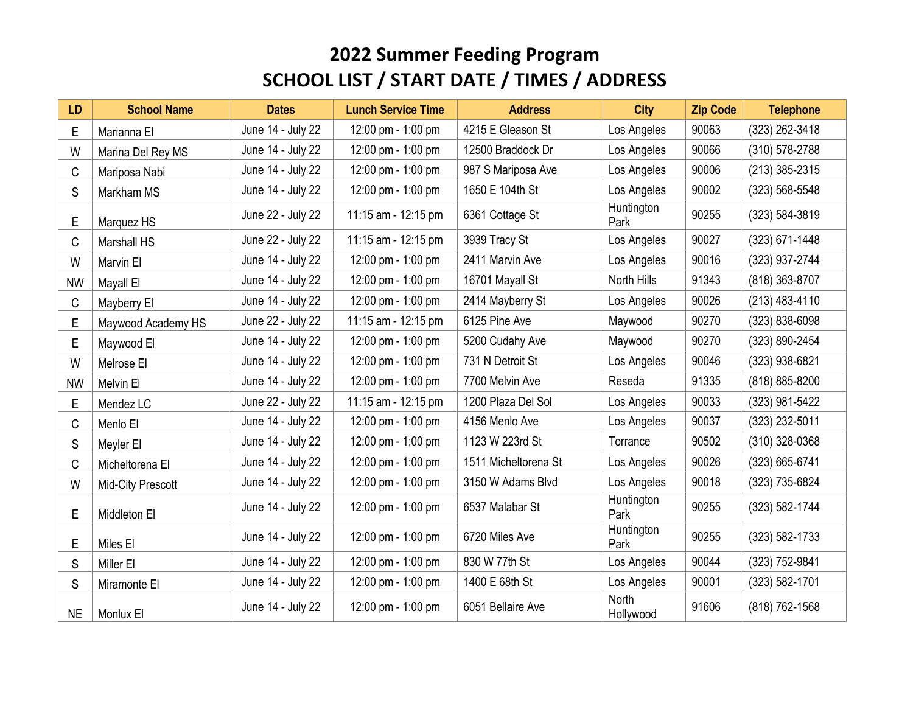# 2022 Summer Feeding Program
# SCHOOL LIST / START DATE / TIMES / ADDRESS

| LD | School Name | Dates | Lunch Service Time | Address | City | Zip Code | Telephone |
|---|---|---|---|---|---|---|---|
| E | Marianna El | June 14 - July 22 | 12:00 pm - 1:00 pm | 4215 E Gleason St | Los Angeles | 90063 | (323) 262-3418 |
| W | Marina Del Rey MS | June 14 - July 22 | 12:00 pm - 1:00 pm | 12500 Braddock Dr | Los Angeles | 90066 | (310) 578-2788 |
| C | Mariposa Nabi | June 14 - July 22 | 12:00 pm - 1:00 pm | 987 S Mariposa Ave | Los Angeles | 90006 | (213) 385-2315 |
| S | Markham MS | June 14 - July 22 | 12:00 pm - 1:00 pm | 1650 E 104th St | Los Angeles | 90002 | (323) 568-5548 |
| E | Marquez HS | June 22 - July 22 | 11:15 am - 12:15 pm | 6361 Cottage St | Huntington Park | 90255 | (323) 584-3819 |
| C | Marshall HS | June 22 - July 22 | 11:15 am - 12:15 pm | 3939 Tracy St | Los Angeles | 90027 | (323) 671-1448 |
| W | Marvin El | June 14 - July 22 | 12:00 pm - 1:00 pm | 2411 Marvin Ave | Los Angeles | 90016 | (323) 937-2744 |
| NW | Mayall El | June 14 - July 22 | 12:00 pm - 1:00 pm | 16701 Mayall St | North Hills | 91343 | (818) 363-8707 |
| C | Mayberry El | June 14 - July 22 | 12:00 pm - 1:00 pm | 2414 Mayberry St | Los Angeles | 90026 | (213) 483-4110 |
| E | Maywood Academy HS | June 22 - July 22 | 11:15 am - 12:15 pm | 6125 Pine Ave | Maywood | 90270 | (323) 838-6098 |
| E | Maywood El | June 14 - July 22 | 12:00 pm - 1:00 pm | 5200 Cudahy Ave | Maywood | 90270 | (323) 890-2454 |
| W | Melrose El | June 14 - July 22 | 12:00 pm - 1:00 pm | 731 N Detroit St | Los Angeles | 90046 | (323) 938-6821 |
| NW | Melvin El | June 14 - July 22 | 12:00 pm - 1:00 pm | 7700 Melvin Ave | Reseda | 91335 | (818) 885-8200 |
| E | Mendez LC | June 22 - July 22 | 11:15 am - 12:15 pm | 1200 Plaza Del Sol | Los Angeles | 90033 | (323) 981-5422 |
| C | Menlo El | June 14 - July 22 | 12:00 pm - 1:00 pm | 4156 Menlo Ave | Los Angeles | 90037 | (323) 232-5011 |
| S | Meyler El | June 14 - July 22 | 12:00 pm - 1:00 pm | 1123 W 223rd St | Torrance | 90502 | (310) 328-0368 |
| C | Micheltorena El | June 14 - July 22 | 12:00 pm - 1:00 pm | 1511 Micheltorena St | Los Angeles | 90026 | (323) 665-6741 |
| W | Mid-City Prescott | June 14 - July 22 | 12:00 pm - 1:00 pm | 3150 W Adams Blvd | Los Angeles | 90018 | (323) 735-6824 |
| E | Middleton El | June 14 - July 22 | 12:00 pm - 1:00 pm | 6537 Malabar St | Huntington Park | 90255 | (323) 582-1744 |
| E | Miles El | June 14 - July 22 | 12:00 pm - 1:00 pm | 6720 Miles Ave | Huntington Park | 90255 | (323) 582-1733 |
| S | Miller El | June 14 - July 22 | 12:00 pm - 1:00 pm | 830 W 77th St | Los Angeles | 90044 | (323) 752-9841 |
| S | Miramonte El | June 14 - July 22 | 12:00 pm - 1:00 pm | 1400 E 68th St | Los Angeles | 90001 | (323) 582-1701 |
| NE | Monlux El | June 14 - July 22 | 12:00 pm - 1:00 pm | 6051 Bellaire Ave | North Hollywood | 91606 | (818) 762-1568 |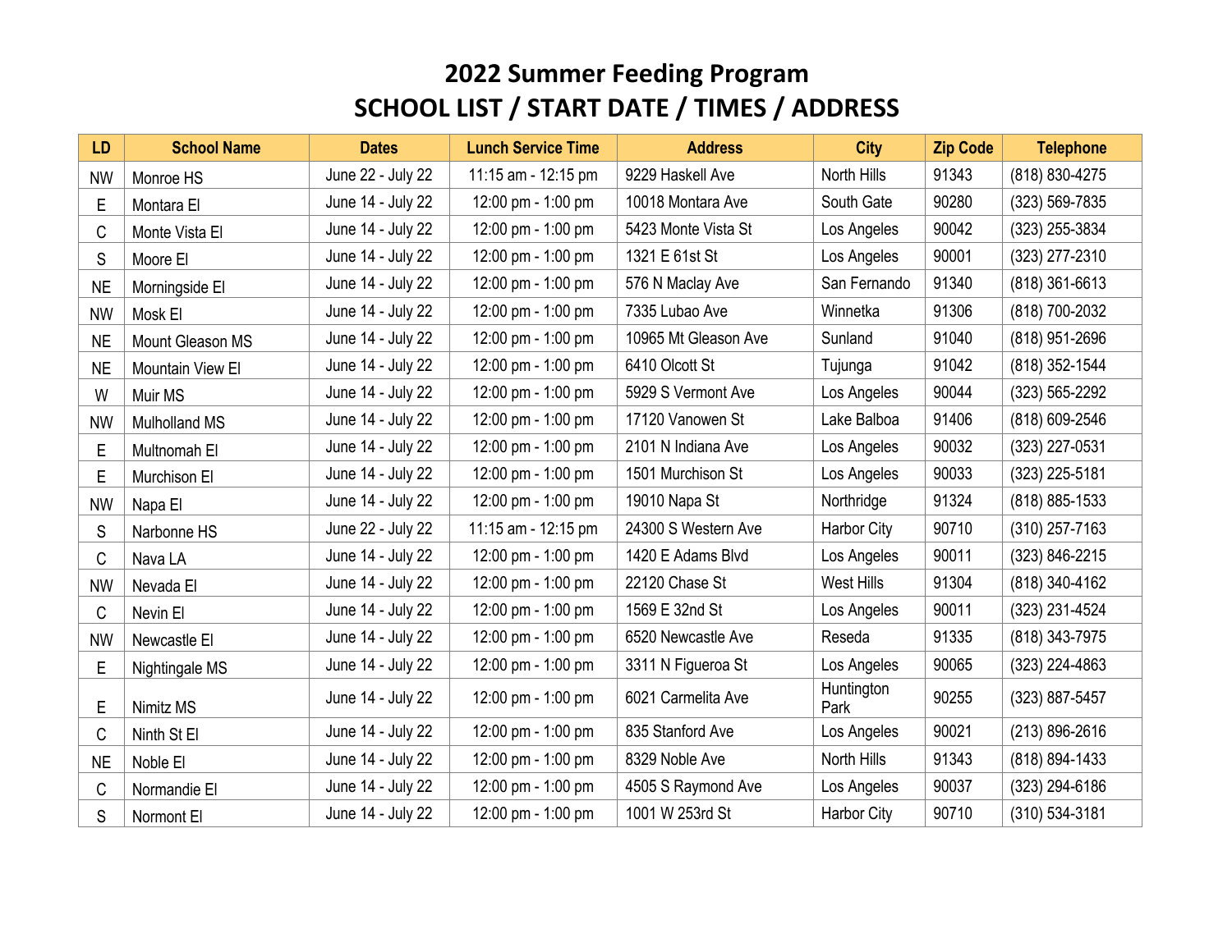# 2022 Summer Feeding Program
# SCHOOL LIST / START DATE / TIMES / ADDRESS

| LD | School Name | Dates | Lunch Service Time | Address | City | Zip Code | Telephone |
|---|---|---|---|---|---|---|---|
| NW | Monroe HS | June 22 - July 22 | 11:15 am - 12:15 pm | 9229 Haskell Ave | North Hills | 91343 | (818) 830-4275 |
| E | Montara El | June 14 - July 22 | 12:00 pm - 1:00 pm | 10018 Montara Ave | South Gate | 90280 | (323) 569-7835 |
| C | Monte Vista El | June 14 - July 22 | 12:00 pm - 1:00 pm | 5423 Monte Vista St | Los Angeles | 90042 | (323) 255-3834 |
| S | Moore El | June 14 - July 22 | 12:00 pm - 1:00 pm | 1321 E 61st St | Los Angeles | 90001 | (323) 277-2310 |
| NE | Morningside El | June 14 - July 22 | 12:00 pm - 1:00 pm | 576 N Maclay Ave | San Fernando | 91340 | (818) 361-6613 |
| NW | Mosk El | June 14 - July 22 | 12:00 pm - 1:00 pm | 7335 Lubao Ave | Winnetka | 91306 | (818) 700-2032 |
| NE | Mount Gleason MS | June 14 - July 22 | 12:00 pm - 1:00 pm | 10965 Mt Gleason Ave | Sunland | 91040 | (818) 951-2696 |
| NE | Mountain View El | June 14 - July 22 | 12:00 pm - 1:00 pm | 6410 Olcott St | Tujunga | 91042 | (818) 352-1544 |
| W | Muir MS | June 14 - July 22 | 12:00 pm - 1:00 pm | 5929 S Vermont Ave | Los Angeles | 90044 | (323) 565-2292 |
| NW | Mulholland MS | June 14 - July 22 | 12:00 pm - 1:00 pm | 17120 Vanowen St | Lake Balboa | 91406 | (818) 609-2546 |
| E | Multnomah El | June 14 - July 22 | 12:00 pm - 1:00 pm | 2101 N Indiana Ave | Los Angeles | 90032 | (323) 227-0531 |
| E | Murchison El | June 14 - July 22 | 12:00 pm - 1:00 pm | 1501 Murchison St | Los Angeles | 90033 | (323) 225-5181 |
| NW | Napa El | June 14 - July 22 | 12:00 pm - 1:00 pm | 19010 Napa St | Northridge | 91324 | (818) 885-1533 |
| S | Narbonne HS | June 22 - July 22 | 11:15 am - 12:15 pm | 24300 S Western Ave | Harbor City | 90710 | (310) 257-7163 |
| C | Nava LA | June 14 - July 22 | 12:00 pm - 1:00 pm | 1420 E Adams Blvd | Los Angeles | 90011 | (323) 846-2215 |
| NW | Nevada El | June 14 - July 22 | 12:00 pm - 1:00 pm | 22120 Chase St | West Hills | 91304 | (818) 340-4162 |
| C | Nevin El | June 14 - July 22 | 12:00 pm - 1:00 pm | 1569 E 32nd St | Los Angeles | 90011 | (323) 231-4524 |
| NW | Newcastle El | June 14 - July 22 | 12:00 pm - 1:00 pm | 6520 Newcastle Ave | Reseda | 91335 | (818) 343-7975 |
| E | Nightingale MS | June 14 - July 22 | 12:00 pm - 1:00 pm | 3311 N Figueroa St | Los Angeles | 90065 | (323) 224-4863 |
| E | Nimitz MS | June 14 - July 22 | 12:00 pm - 1:00 pm | 6021 Carmelita Ave | Huntington Park | 90255 | (323) 887-5457 |
| C | Ninth St El | June 14 - July 22 | 12:00 pm - 1:00 pm | 835 Stanford Ave | Los Angeles | 90021 | (213) 896-2616 |
| NE | Noble El | June 14 - July 22 | 12:00 pm - 1:00 pm | 8329 Noble Ave | North Hills | 91343 | (818) 894-1433 |
| C | Normandie El | June 14 - July 22 | 12:00 pm - 1:00 pm | 4505 S Raymond Ave | Los Angeles | 90037 | (323) 294-6186 |
| S | Normont El | June 14 - July 22 | 12:00 pm - 1:00 pm | 1001 W 253rd St | Harbor City | 90710 | (310) 534-3181 |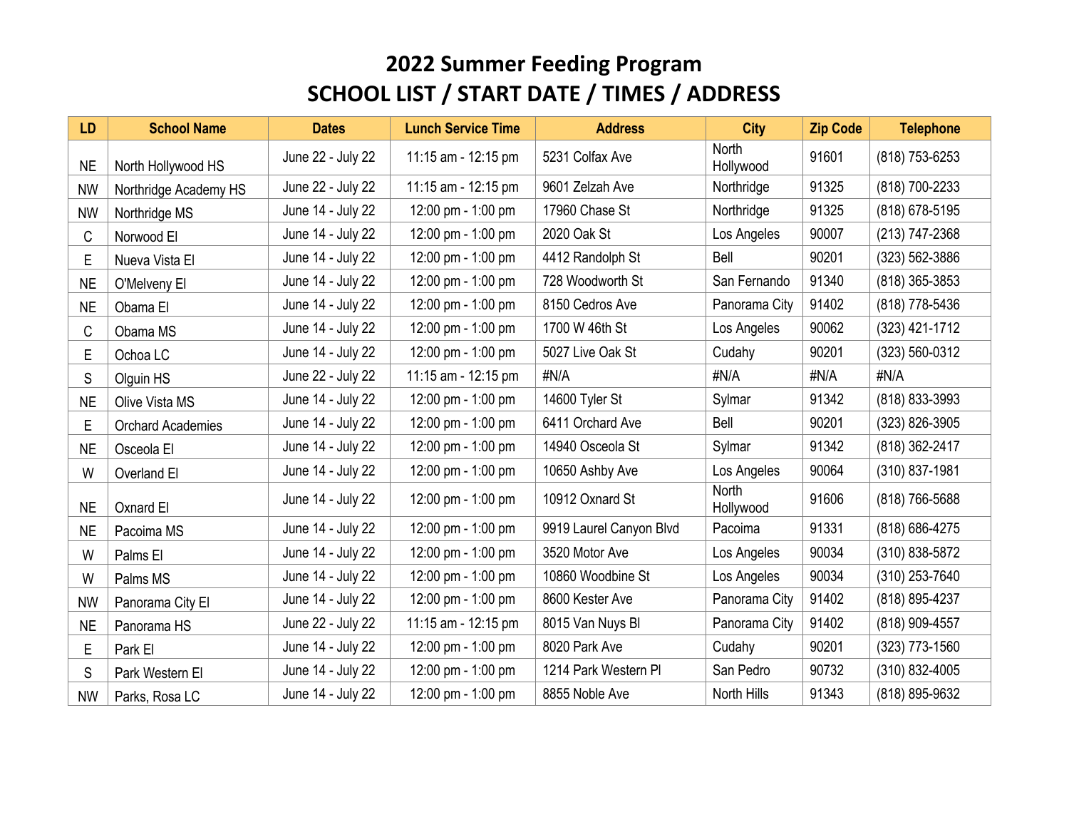# 2022 Summer Feeding Program
# SCHOOL LIST / START DATE / TIMES / ADDRESS

| LD | School Name | Dates | Lunch Service Time | Address | City | Zip Code | Telephone |
|---|---|---|---|---|---|---|---|
| NE | North Hollywood HS | June 22 - July 22 | 11:15 am - 12:15 pm | 5231 Colfax Ave | North Hollywood | 91601 | (818) 753-6253 |
| NW | Northridge Academy HS | June 22 - July 22 | 11:15 am - 12:15 pm | 9601 Zelzah Ave | Northridge | 91325 | (818) 700-2233 |
| NW | Northridge MS | June 14 - July 22 | 12:00 pm - 1:00 pm | 17960 Chase St | Northridge | 91325 | (818) 678-5195 |
| C | Norwood El | June 14 - July 22 | 12:00 pm - 1:00 pm | 2020 Oak St | Los Angeles | 90007 | (213) 747-2368 |
| E | Nueva Vista El | June 14 - July 22 | 12:00 pm - 1:00 pm | 4412 Randolph St | Bell | 90201 | (323) 562-3886 |
| NE | O'Melveny El | June 14 - July 22 | 12:00 pm - 1:00 pm | 728 Woodworth St | San Fernando | 91340 | (818) 365-3853 |
| NE | Obama El | June 14 - July 22 | 12:00 pm - 1:00 pm | 8150 Cedros Ave | Panorama City | 91402 | (818) 778-5436 |
| C | Obama MS | June 14 - July 22 | 12:00 pm - 1:00 pm | 1700 W 46th St | Los Angeles | 90062 | (323) 421-1712 |
| E | Ochoa LC | June 14 - July 22 | 12:00 pm - 1:00 pm | 5027 Live Oak St | Cudahy | 90201 | (323) 560-0312 |
| S | Olguin HS | June 22 - July 22 | 11:15 am - 12:15 pm | #N/A | #N/A | #N/A | #N/A |
| NE | Olive Vista MS | June 14 - July 22 | 12:00 pm - 1:00 pm | 14600 Tyler St | Sylmar | 91342 | (818) 833-3993 |
| E | Orchard Academies | June 14 - July 22 | 12:00 pm - 1:00 pm | 6411 Orchard Ave | Bell | 90201 | (323) 826-3905 |
| NE | Osceola El | June 14 - July 22 | 12:00 pm - 1:00 pm | 14940 Osceola St | Sylmar | 91342 | (818) 362-2417 |
| W | Overland El | June 14 - July 22 | 12:00 pm - 1:00 pm | 10650 Ashby Ave | Los Angeles | 90064 | (310) 837-1981 |
| NE | Oxnard El | June 14 - July 22 | 12:00 pm - 1:00 pm | 10912 Oxnard St | North Hollywood | 91606 | (818) 766-5688 |
| NE | Pacoima MS | June 14 - July 22 | 12:00 pm - 1:00 pm | 9919 Laurel Canyon Blvd | Pacoima | 91331 | (818) 686-4275 |
| W | Palms El | June 14 - July 22 | 12:00 pm - 1:00 pm | 3520 Motor Ave | Los Angeles | 90034 | (310) 838-5872 |
| W | Palms MS | June 14 - July 22 | 12:00 pm - 1:00 pm | 10860 Woodbine St | Los Angeles | 90034 | (310) 253-7640 |
| NW | Panorama City El | June 14 - July 22 | 12:00 pm - 1:00 pm | 8600 Kester Ave | Panorama City | 91402 | (818) 895-4237 |
| NE | Panorama HS | June 22 - July 22 | 11:15 am - 12:15 pm | 8015 Van Nuys Bl | Panorama City | 91402 | (818) 909-4557 |
| E | Park El | June 14 - July 22 | 12:00 pm - 1:00 pm | 8020 Park Ave | Cudahy | 90201 | (323) 773-1560 |
| S | Park Western El | June 14 - July 22 | 12:00 pm - 1:00 pm | 1214 Park Western Pl | San Pedro | 90732 | (310) 832-4005 |
| NW | Parks, Rosa LC | June 14 - July 22 | 12:00 pm - 1:00 pm | 8855 Noble Ave | North Hills | 91343 | (818) 895-9632 |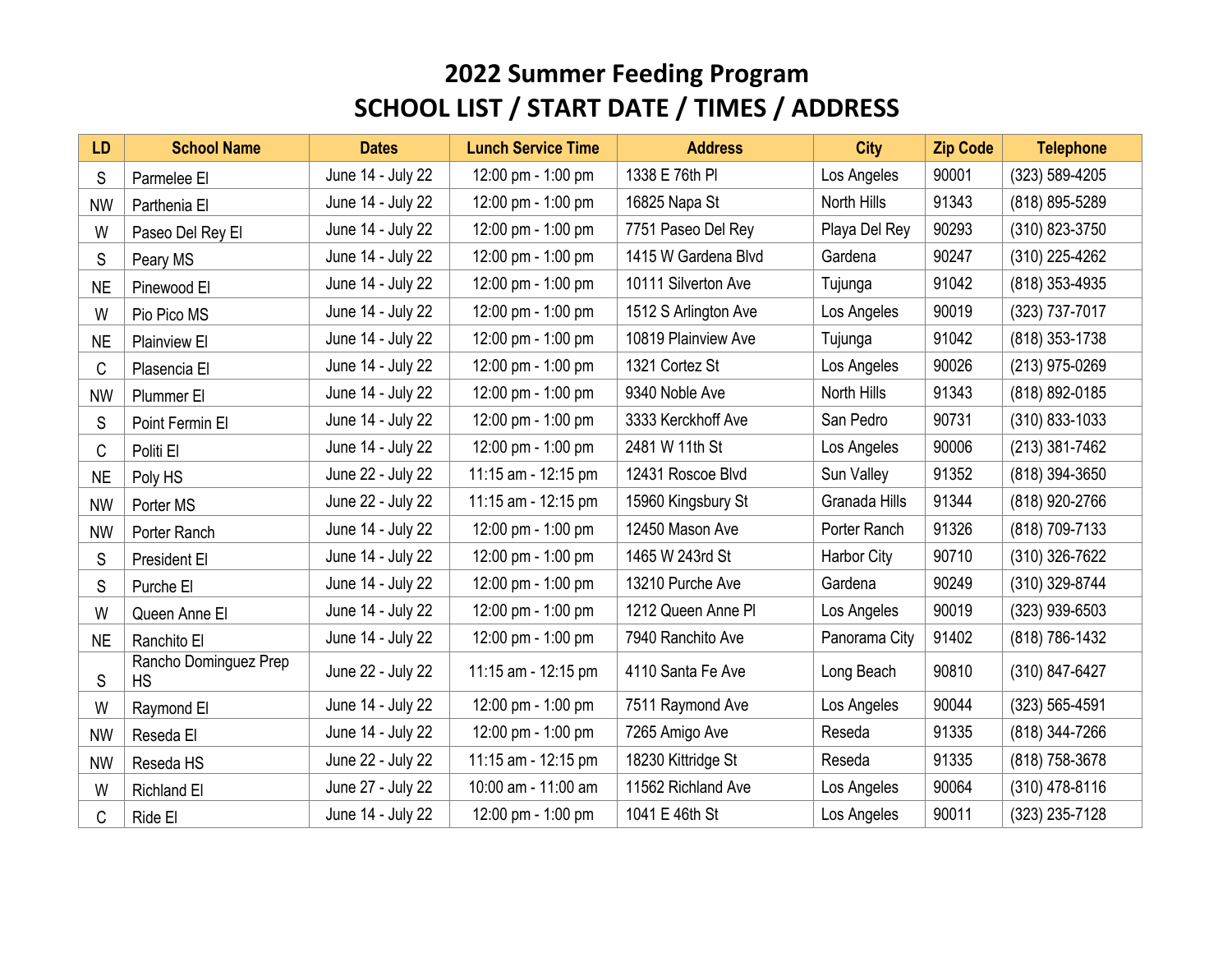# 2022 Summer Feeding Program
# SCHOOL LIST / START DATE / TIMES / ADDRESS

| LD | School Name | Dates | Lunch Service Time | Address | City | Zip Code | Telephone |
|---|---|---|---|---|---|---|---|
| S | Parmelee El | June 14 - July 22 | 12:00 pm - 1:00 pm | 1338 E 76th Pl | Los Angeles | 90001 | (323) 589-4205 |
| NW | Parthenia El | June 14 - July 22 | 12:00 pm - 1:00 pm | 16825 Napa St | North Hills | 91343 | (818) 895-5289 |
| W | Paseo Del Rey El | June 14 - July 22 | 12:00 pm - 1:00 pm | 7751 Paseo Del Rey | Playa Del Rey | 90293 | (310) 823-3750 |
| S | Peary MS | June 14 - July 22 | 12:00 pm - 1:00 pm | 1415 W Gardena Blvd | Gardena | 90247 | (310) 225-4262 |
| NE | Pinewood El | June 14 - July 22 | 12:00 pm - 1:00 pm | 10111 Silverton Ave | Tujunga | 91042 | (818) 353-4935 |
| W | Pio Pico MS | June 14 - July 22 | 12:00 pm - 1:00 pm | 1512 S Arlington Ave | Los Angeles | 90019 | (323) 737-7017 |
| NE | Plainview El | June 14 - July 22 | 12:00 pm - 1:00 pm | 10819 Plainview Ave | Tujunga | 91042 | (818) 353-1738 |
| C | Plasencia El | June 14 - July 22 | 12:00 pm - 1:00 pm | 1321 Cortez St | Los Angeles | 90026 | (213) 975-0269 |
| NW | Plummer El | June 14 - July 22 | 12:00 pm - 1:00 pm | 9340 Noble Ave | North Hills | 91343 | (818) 892-0185 |
| S | Point Fermin El | June 14 - July 22 | 12:00 pm - 1:00 pm | 3333 Kerckhoff Ave | San Pedro | 90731 | (310) 833-1033 |
| C | Politi El | June 14 - July 22 | 12:00 pm - 1:00 pm | 2481 W 11th St | Los Angeles | 90006 | (213) 381-7462 |
| NE | Poly HS | June 22 - July 22 | 11:15 am - 12:15 pm | 12431 Roscoe Blvd | Sun Valley | 91352 | (818) 394-3650 |
| NW | Porter MS | June 22 - July 22 | 11:15 am - 12:15 pm | 15960 Kingsbury St | Granada Hills | 91344 | (818) 920-2766 |
| NW | Porter Ranch | June 14 - July 22 | 12:00 pm - 1:00 pm | 12450 Mason Ave | Porter Ranch | 91326 | (818) 709-7133 |
| S | President El | June 14 - July 22 | 12:00 pm - 1:00 pm | 1465 W 243rd St | Harbor City | 90710 | (310) 326-7622 |
| S | Purche El | June 14 - July 22 | 12:00 pm - 1:00 pm | 13210 Purche Ave | Gardena | 90249 | (310) 329-8744 |
| W | Queen Anne El | June 14 - July 22 | 12:00 pm - 1:00 pm | 1212 Queen Anne Pl | Los Angeles | 90019 | (323) 939-6503 |
| NE | Ranchito El | June 14 - July 22 | 12:00 pm - 1:00 pm | 7940 Ranchito Ave | Panorama City | 91402 | (818) 786-1432 |
| S | Rancho Dominguez Prep HS | June 22 - July 22 | 11:15 am - 12:15 pm | 4110 Santa Fe Ave | Long Beach | 90810 | (310) 847-6427 |
| W | Raymond El | June 14 - July 22 | 12:00 pm - 1:00 pm | 7511 Raymond Ave | Los Angeles | 90044 | (323) 565-4591 |
| NW | Reseda El | June 14 - July 22 | 12:00 pm - 1:00 pm | 7265 Amigo Ave | Reseda | 91335 | (818) 344-7266 |
| NW | Reseda HS | June 22 - July 22 | 11:15 am - 12:15 pm | 18230 Kittridge St | Reseda | 91335 | (818) 758-3678 |
| W | Richland El | June 27 - July 22 | 10:00 am - 11:00 am | 11562 Richland Ave | Los Angeles | 90064 | (310) 478-8116 |
| C | Ride El | June 14 - July 22 | 12:00 pm - 1:00 pm | 1041 E 46th St | Los Angeles | 90011 | (323) 235-7128 |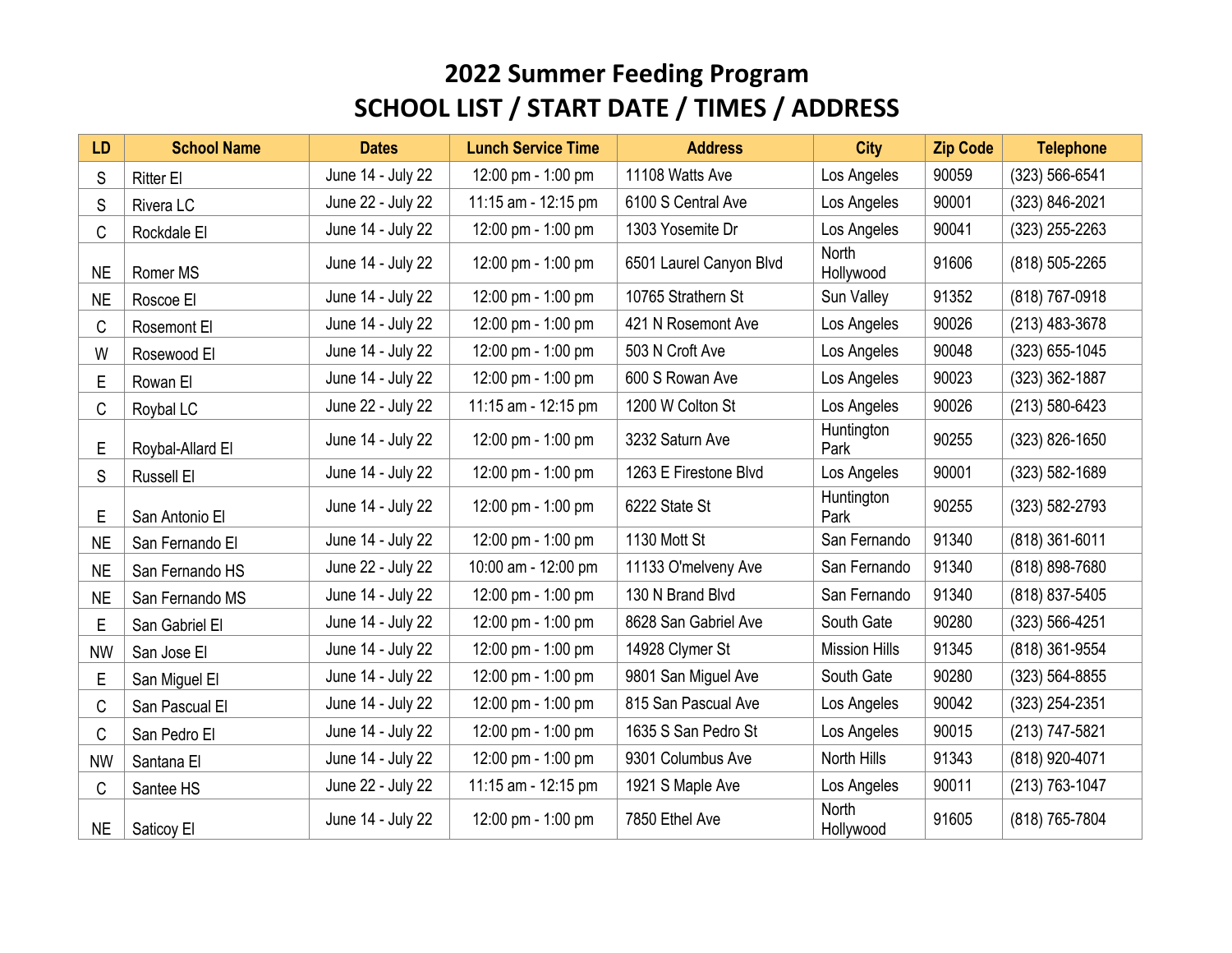# 2022 Summer Feeding Program
# SCHOOL LIST / START DATE / TIMES / ADDRESS

| LD | School Name | Dates | Lunch Service Time | Address | City | Zip Code | Telephone |
|---|---|---|---|---|---|---|---|
| S | Ritter El | June 14 - July 22 | 12:00 pm - 1:00 pm | 11108 Watts Ave | Los Angeles | 90059 | (323) 566-6541 |
| S | Rivera LC | June 22 - July 22 | 11:15 am - 12:15 pm | 6100 S Central Ave | Los Angeles | 90001 | (323) 846-2021 |
| C | Rockdale El | June 14 - July 22 | 12:00 pm - 1:00 pm | 1303 Yosemite Dr | Los Angeles | 90041 | (323) 255-2263 |
| NE | Romer MS | June 14 - July 22 | 12:00 pm - 1:00 pm | 6501 Laurel Canyon Blvd | North Hollywood | 91606 | (818) 505-2265 |
| NE | Roscoe El | June 14 - July 22 | 12:00 pm - 1:00 pm | 10765 Strathern St | Sun Valley | 91352 | (818) 767-0918 |
| C | Rosemont El | June 14 - July 22 | 12:00 pm - 1:00 pm | 421 N Rosemont Ave | Los Angeles | 90026 | (213) 483-3678 |
| W | Rosewood El | June 14 - July 22 | 12:00 pm - 1:00 pm | 503 N Croft Ave | Los Angeles | 90048 | (323) 655-1045 |
| E | Rowan El | June 14 - July 22 | 12:00 pm - 1:00 pm | 600 S Rowan Ave | Los Angeles | 90023 | (323) 362-1887 |
| C | Roybal LC | June 22 - July 22 | 11:15 am - 12:15 pm | 1200 W Colton St | Los Angeles | 90026 | (213) 580-6423 |
| E | Roybal-Allard El | June 14 - July 22 | 12:00 pm - 1:00 pm | 3232 Saturn Ave | Huntington Park | 90255 | (323) 826-1650 |
| S | Russell El | June 14 - July 22 | 12:00 pm - 1:00 pm | 1263 E Firestone Blvd | Los Angeles | 90001 | (323) 582-1689 |
| E | San Antonio El | June 14 - July 22 | 12:00 pm - 1:00 pm | 6222 State St | Huntington Park | 90255 | (323) 582-2793 |
| NE | San Fernando El | June 14 - July 22 | 12:00 pm - 1:00 pm | 1130 Mott St | San Fernando | 91340 | (818) 361-6011 |
| NE | San Fernando HS | June 22 - July 22 | 10:00 am - 12:00 pm | 11133 O'melveny Ave | San Fernando | 91340 | (818) 898-7680 |
| NE | San Fernando MS | June 14 - July 22 | 12:00 pm - 1:00 pm | 130 N Brand Blvd | San Fernando | 91340 | (818) 837-5405 |
| E | San Gabriel El | June 14 - July 22 | 12:00 pm - 1:00 pm | 8628 San Gabriel Ave | South Gate | 90280 | (323) 566-4251 |
| NW | San Jose El | June 14 - July 22 | 12:00 pm - 1:00 pm | 14928 Clymer St | Mission Hills | 91345 | (818) 361-9554 |
| E | San Miguel El | June 14 - July 22 | 12:00 pm - 1:00 pm | 9801 San Miguel Ave | South Gate | 90280 | (323) 564-8855 |
| C | San Pascual El | June 14 - July 22 | 12:00 pm - 1:00 pm | 815 San Pascual Ave | Los Angeles | 90042 | (323) 254-2351 |
| C | San Pedro El | June 14 - July 22 | 12:00 pm - 1:00 pm | 1635 S San Pedro St | Los Angeles | 90015 | (213) 747-5821 |
| NW | Santana El | June 14 - July 22 | 12:00 pm - 1:00 pm | 9301 Columbus Ave | North Hills | 91343 | (818) 920-4071 |
| C | Santee HS | June 22 - July 22 | 11:15 am - 12:15 pm | 1921 S Maple Ave | Los Angeles | 90011 | (213) 763-1047 |
| NE | Saticoy El | June 14 - July 22 | 12:00 pm - 1:00 pm | 7850 Ethel Ave | North Hollywood | 91605 | (818) 765-7804 |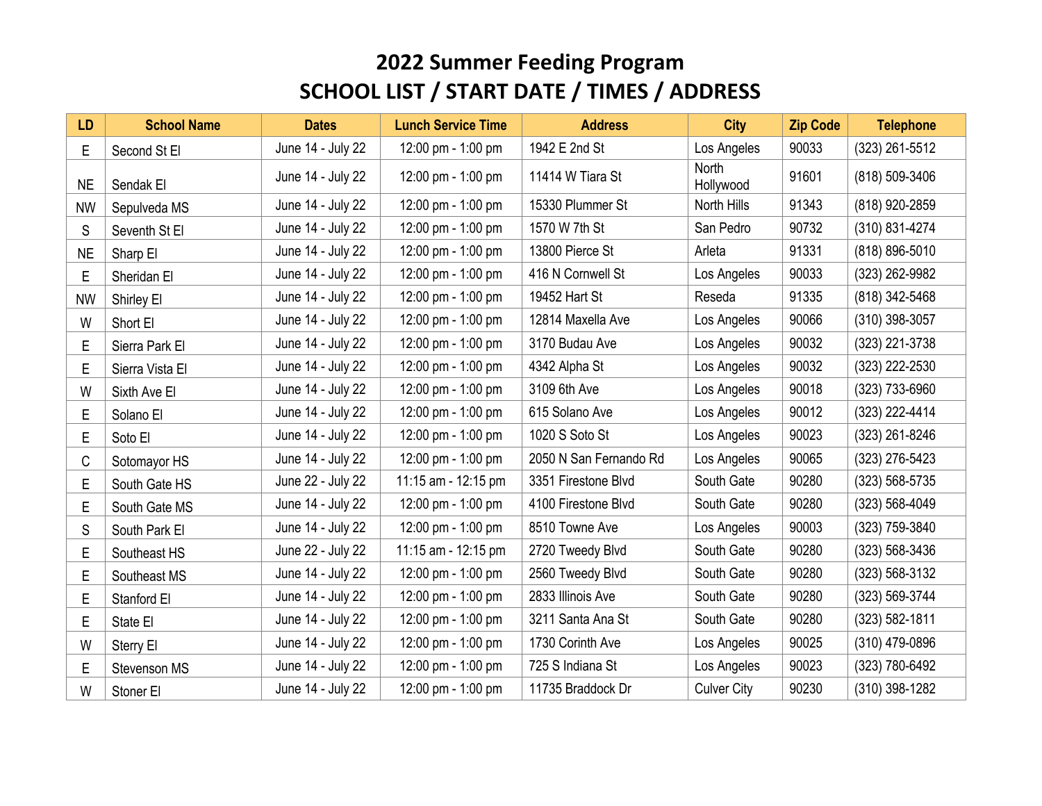# 2022 Summer Feeding Program
# SCHOOL LIST / START DATE / TIMES / ADDRESS

| LD | School Name | Dates | Lunch Service Time | Address | City | Zip Code | Telephone |
|---|---|---|---|---|---|---|---|
| E | Second St El | June 14 - July 22 | 12:00 pm - 1:00 pm | 1942 E 2nd St | Los Angeles | 90033 | (323) 261-5512 |
| NE | Sendak El | June 14 - July 22 | 12:00 pm - 1:00 pm | 11414 W Tiara St | North Hollywood | 91601 | (818) 509-3406 |
| NW | Sepulveda MS | June 14 - July 22 | 12:00 pm - 1:00 pm | 15330 Plummer St | North Hills | 91343 | (818) 920-2859 |
| S | Seventh St El | June 14 - July 22 | 12:00 pm - 1:00 pm | 1570 W 7th St | San Pedro | 90732 | (310) 831-4274 |
| NE | Sharp El | June 14 - July 22 | 12:00 pm - 1:00 pm | 13800 Pierce St | Arleta | 91331 | (818) 896-5010 |
| E | Sheridan El | June 14 - July 22 | 12:00 pm - 1:00 pm | 416 N Cornwell St | Los Angeles | 90033 | (323) 262-9982 |
| NW | Shirley El | June 14 - July 22 | 12:00 pm - 1:00 pm | 19452 Hart St | Reseda | 91335 | (818) 342-5468 |
| W | Short El | June 14 - July 22 | 12:00 pm - 1:00 pm | 12814 Maxella Ave | Los Angeles | 90066 | (310) 398-3057 |
| E | Sierra Park El | June 14 - July 22 | 12:00 pm - 1:00 pm | 3170 Budau Ave | Los Angeles | 90032 | (323) 221-3738 |
| E | Sierra Vista El | June 14 - July 22 | 12:00 pm - 1:00 pm | 4342 Alpha St | Los Angeles | 90032 | (323) 222-2530 |
| W | Sixth Ave El | June 14 - July 22 | 12:00 pm - 1:00 pm | 3109 6th Ave | Los Angeles | 90018 | (323) 733-6960 |
| E | Solano El | June 14 - July 22 | 12:00 pm - 1:00 pm | 615 Solano Ave | Los Angeles | 90012 | (323) 222-4414 |
| E | Soto El | June 14 - July 22 | 12:00 pm - 1:00 pm | 1020 S Soto St | Los Angeles | 90023 | (323) 261-8246 |
| C | Sotomayor HS | June 14 - July 22 | 12:00 pm - 1:00 pm | 2050 N San Fernando Rd | Los Angeles | 90065 | (323) 276-5423 |
| E | South Gate HS | June 22 - July 22 | 11:15 am - 12:15 pm | 3351 Firestone Blvd | South Gate | 90280 | (323) 568-5735 |
| E | South Gate MS | June 14 - July 22 | 12:00 pm - 1:00 pm | 4100 Firestone Blvd | South Gate | 90280 | (323) 568-4049 |
| S | South Park El | June 14 - July 22 | 12:00 pm - 1:00 pm | 8510 Towne Ave | Los Angeles | 90003 | (323) 759-3840 |
| E | Southeast HS | June 22 - July 22 | 11:15 am - 12:15 pm | 2720 Tweedy Blvd | South Gate | 90280 | (323) 568-3436 |
| E | Southeast MS | June 14 - July 22 | 12:00 pm - 1:00 pm | 2560 Tweedy Blvd | South Gate | 90280 | (323) 568-3132 |
| E | Stanford El | June 14 - July 22 | 12:00 pm - 1:00 pm | 2833 Illinois Ave | South Gate | 90280 | (323) 569-3744 |
| E | State El | June 14 - July 22 | 12:00 pm - 1:00 pm | 3211 Santa Ana St | South Gate | 90280 | (323) 582-1811 |
| W | Sterry El | June 14 - July 22 | 12:00 pm - 1:00 pm | 1730 Corinth Ave | Los Angeles | 90025 | (310) 479-0896 |
| E | Stevenson MS | June 14 - July 22 | 12:00 pm - 1:00 pm | 725 S Indiana St | Los Angeles | 90023 | (323) 780-6492 |
| W | Stoner El | June 14 - July 22 | 12:00 pm - 1:00 pm | 11735 Braddock Dr | Culver City | 90230 | (310) 398-1282 |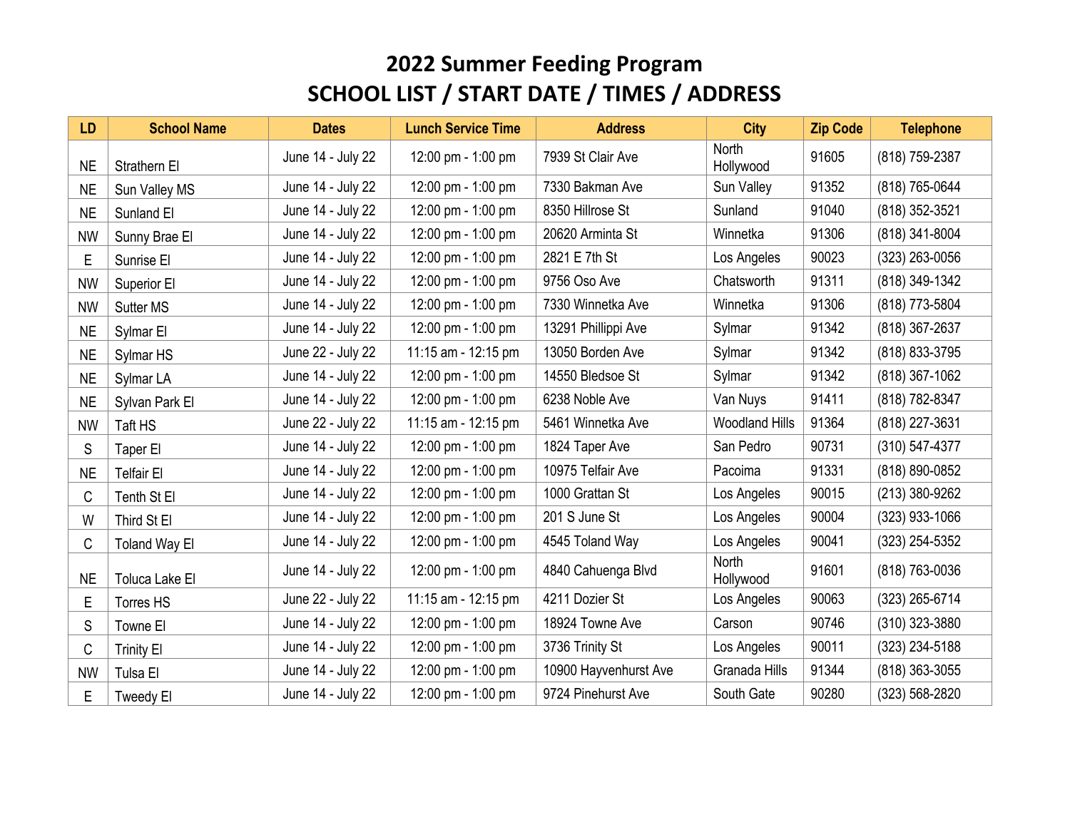# 2022 Summer Feeding Program
## SCHOOL LIST / START DATE / TIMES / ADDRESS

| LD | School Name | Dates | Lunch Service Time | Address | City | Zip Code | Telephone |
|---|---|---|---|---|---|---|---|
| NE | Strathern El | June 14 - July 22 | 12:00 pm - 1:00 pm | 7939 St Clair Ave | North Hollywood | 91605 | (818) 759-2387 |
| NE | Sun Valley MS | June 14 - July 22 | 12:00 pm - 1:00 pm | 7330 Bakman Ave | Sun Valley | 91352 | (818) 765-0644 |
| NE | Sunland El | June 14 - July 22 | 12:00 pm - 1:00 pm | 8350 Hillrose St | Sunland | 91040 | (818) 352-3521 |
| NW | Sunny Brae El | June 14 - July 22 | 12:00 pm - 1:00 pm | 20620 Arminta St | Winnetka | 91306 | (818) 341-8004 |
| E | Sunrise El | June 14 - July 22 | 12:00 pm - 1:00 pm | 2821 E 7th St | Los Angeles | 90023 | (323) 263-0056 |
| NW | Superior El | June 14 - July 22 | 12:00 pm - 1:00 pm | 9756 Oso Ave | Chatsworth | 91311 | (818) 349-1342 |
| NW | Sutter MS | June 14 - July 22 | 12:00 pm - 1:00 pm | 7330 Winnetka Ave | Winnetka | 91306 | (818) 773-5804 |
| NE | Sylmar El | June 14 - July 22 | 12:00 pm - 1:00 pm | 13291 Phillippi Ave | Sylmar | 91342 | (818) 367-2637 |
| NE | Sylmar HS | June 22 - July 22 | 11:15 am - 12:15 pm | 13050 Borden Ave | Sylmar | 91342 | (818) 833-3795 |
| NE | Sylmar LA | June 14 - July 22 | 12:00 pm - 1:00 pm | 14550 Bledsoe St | Sylmar | 91342 | (818) 367-1062 |
| NE | Sylvan Park El | June 14 - July 22 | 12:00 pm - 1:00 pm | 6238 Noble Ave | Van Nuys | 91411 | (818) 782-8347 |
| NW | Taft HS | June 22 - July 22 | 11:15 am - 12:15 pm | 5461 Winnetka Ave | Woodland Hills | 91364 | (818) 227-3631 |
| S | Taper El | June 14 - July 22 | 12:00 pm - 1:00 pm | 1824 Taper Ave | San Pedro | 90731 | (310) 547-4377 |
| NE | Telfair El | June 14 - July 22 | 12:00 pm - 1:00 pm | 10975 Telfair Ave | Pacoima | 91331 | (818) 890-0852 |
| C | Tenth St El | June 14 - July 22 | 12:00 pm - 1:00 pm | 1000 Grattan St | Los Angeles | 90015 | (213) 380-9262 |
| W | Third St El | June 14 - July 22 | 12:00 pm - 1:00 pm | 201 S June St | Los Angeles | 90004 | (323) 933-1066 |
| C | Toland Way El | June 14 - July 22 | 12:00 pm - 1:00 pm | 4545 Toland Way | Los Angeles | 90041 | (323) 254-5352 |
| NE | Toluca Lake El | June 14 - July 22 | 12:00 pm - 1:00 pm | 4840 Cahuenga Blvd | North Hollywood | 91601 | (818) 763-0036 |
| E | Torres HS | June 22 - July 22 | 11:15 am - 12:15 pm | 4211 Dozier St | Los Angeles | 90063 | (323) 265-6714 |
| S | Towne El | June 14 - July 22 | 12:00 pm - 1:00 pm | 18924 Towne Ave | Carson | 90746 | (310) 323-3880 |
| C | Trinity El | June 14 - July 22 | 12:00 pm - 1:00 pm | 3736 Trinity St | Los Angeles | 90011 | (323) 234-5188 |
| NW | Tulsa El | June 14 - July 22 | 12:00 pm - 1:00 pm | 10900 Hayvenhurst Ave | Granada Hills | 91344 | (818) 363-3055 |
| E | Tweedy El | June 14 - July 22 | 12:00 pm - 1:00 pm | 9724 Pinehurst Ave | South Gate | 90280 | (323) 568-2820 |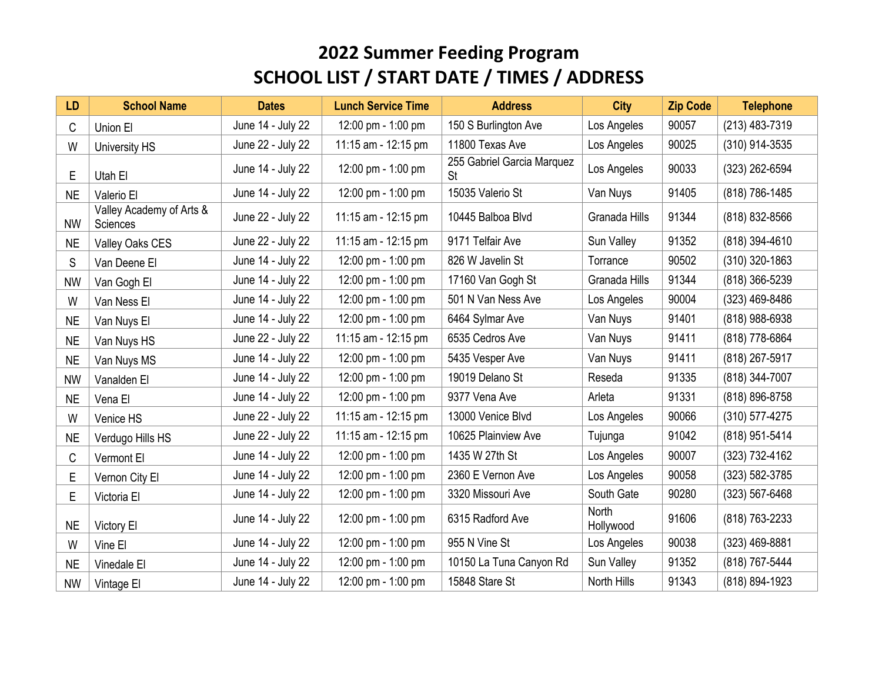# 2022 Summer Feeding Program
# SCHOOL LIST / START DATE / TIMES / ADDRESS

| LD | School Name | Dates | Lunch Service Time | Address | City | Zip Code | Telephone |
|---|---|---|---|---|---|---|---|
| C | Union El | June 14 - July 22 | 12:00 pm - 1:00 pm | 150 S Burlington Ave | Los Angeles | 90057 | (213) 483-7319 |
| W | University HS | June 22 - July 22 | 11:15 am - 12:15 pm | 11800 Texas Ave | Los Angeles | 90025 | (310) 914-3535 |
| E | Utah El | June 14 - July 22 | 12:00 pm - 1:00 pm | 255 Gabriel Garcia Marquez St | Los Angeles | 90033 | (323) 262-6594 |
| NE | Valerio El | June 14 - July 22 | 12:00 pm - 1:00 pm | 15035 Valerio St | Van Nuys | 91405 | (818) 786-1485 |
| NW | Valley Academy of Arts & Sciences | June 22 - July 22 | 11:15 am - 12:15 pm | 10445 Balboa Blvd | Granada Hills | 91344 | (818) 832-8566 |
| NE | Valley Oaks CES | June 22 - July 22 | 11:15 am - 12:15 pm | 9171 Telfair Ave | Sun Valley | 91352 | (818) 394-4610 |
| S | Van Deene El | June 14 - July 22 | 12:00 pm - 1:00 pm | 826 W Javelin St | Torrance | 90502 | (310) 320-1863 |
| NW | Van Gogh El | June 14 - July 22 | 12:00 pm - 1:00 pm | 17160 Van Gogh St | Granada Hills | 91344 | (818) 366-5239 |
| W | Van Ness El | June 14 - July 22 | 12:00 pm - 1:00 pm | 501 N Van Ness Ave | Los Angeles | 90004 | (323) 469-8486 |
| NE | Van Nuys El | June 14 - July 22 | 12:00 pm - 1:00 pm | 6464 Sylmar Ave | Van Nuys | 91401 | (818) 988-6938 |
| NE | Van Nuys HS | June 22 - July 22 | 11:15 am - 12:15 pm | 6535 Cedros Ave | Van Nuys | 91411 | (818) 778-6864 |
| NE | Van Nuys MS | June 14 - July 22 | 12:00 pm - 1:00 pm | 5435 Vesper Ave | Van Nuys | 91411 | (818) 267-5917 |
| NW | Vanalden El | June 14 - July 22 | 12:00 pm - 1:00 pm | 19019 Delano St | Reseda | 91335 | (818) 344-7007 |
| NE | Vena El | June 14 - July 22 | 12:00 pm - 1:00 pm | 9377 Vena Ave | Arleta | 91331 | (818) 896-8758 |
| W | Venice HS | June 22 - July 22 | 11:15 am - 12:15 pm | 13000 Venice Blvd | Los Angeles | 90066 | (310) 577-4275 |
| NE | Verdugo Hills HS | June 22 - July 22 | 11:15 am - 12:15 pm | 10625 Plainview Ave | Tujunga | 91042 | (818) 951-5414 |
| C | Vermont El | June 14 - July 22 | 12:00 pm - 1:00 pm | 1435 W 27th St | Los Angeles | 90007 | (323) 732-4162 |
| E | Vernon City El | June 14 - July 22 | 12:00 pm - 1:00 pm | 2360 E Vernon Ave | Los Angeles | 90058 | (323) 582-3785 |
| E | Victoria El | June 14 - July 22 | 12:00 pm - 1:00 pm | 3320 Missouri Ave | South Gate | 90280 | (323) 567-6468 |
| NE | Victory El | June 14 - July 22 | 12:00 pm - 1:00 pm | 6315 Radford Ave | North Hollywood | 91606 | (818) 763-2233 |
| W | Vine El | June 14 - July 22 | 12:00 pm - 1:00 pm | 955 N Vine St | Los Angeles | 90038 | (323) 469-8881 |
| NE | Vinedale El | June 14 - July 22 | 12:00 pm - 1:00 pm | 10150 La Tuna Canyon Rd | Sun Valley | 91352 | (818) 767-5444 |
| NW | Vintage El | June 14 - July 22 | 12:00 pm - 1:00 pm | 15848 Stare St | North Hills | 91343 | (818) 894-1923 |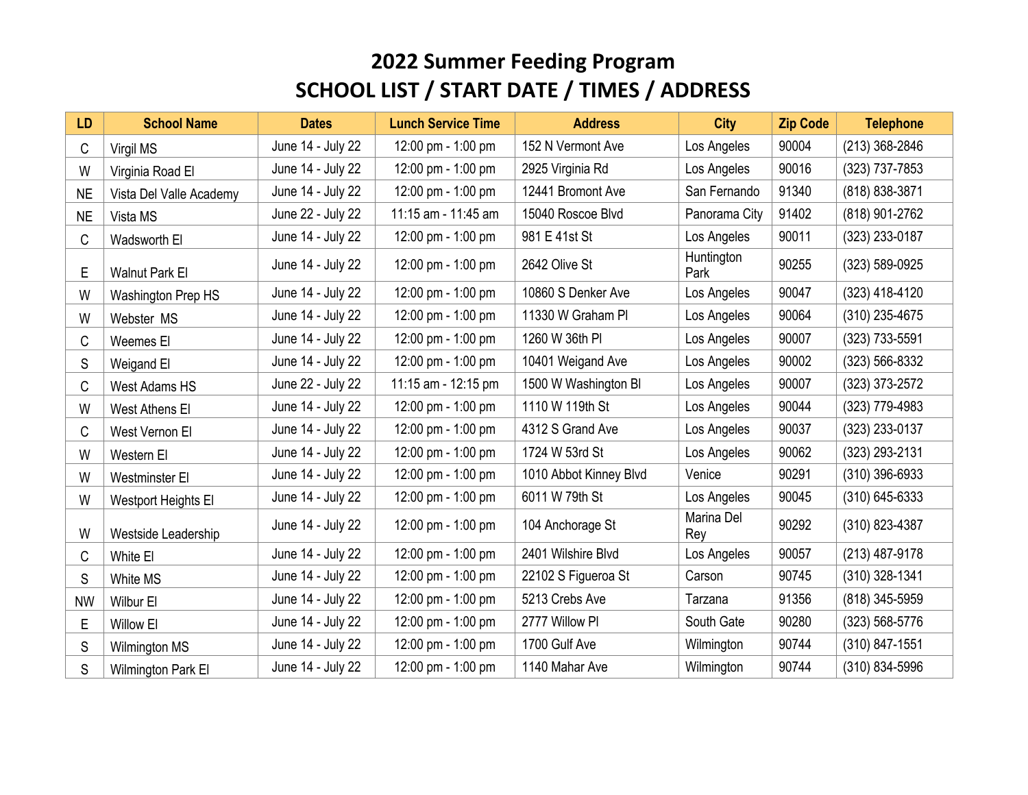# 2022 Summer Feeding Program
# SCHOOL LIST / START DATE / TIMES / ADDRESS

| LD | School Name | Dates | Lunch Service Time | Address | City | Zip Code | Telephone |
|---|---|---|---|---|---|---|---|
| C | Virgil MS | June 14 - July 22 | 12:00 pm - 1:00 pm | 152 N Vermont Ave | Los Angeles | 90004 | (213) 368-2846 |
| W | Virginia Road El | June 14 - July 22 | 12:00 pm - 1:00 pm | 2925 Virginia Rd | Los Angeles | 90016 | (323) 737-7853 |
| NE | Vista Del Valle Academy | June 14 - July 22 | 12:00 pm - 1:00 pm | 12441 Bromont Ave | San Fernando | 91340 | (818) 838-3871 |
| NE | Vista MS | June 22 - July 22 | 11:15 am - 11:45 am | 15040 Roscoe Blvd | Panorama City | 91402 | (818) 901-2762 |
| C | Wadsworth El | June 14 - July 22 | 12:00 pm - 1:00 pm | 981 E 41st St | Los Angeles | 90011 | (323) 233-0187 |
| E | Walnut Park El | June 14 - July 22 | 12:00 pm - 1:00 pm | 2642 Olive St | Huntington Park | 90255 | (323) 589-0925 |
| W | Washington Prep HS | June 14 - July 22 | 12:00 pm - 1:00 pm | 10860 S Denker Ave | Los Angeles | 90047 | (323) 418-4120 |
| W | Webster MS | June 14 - July 22 | 12:00 pm - 1:00 pm | 11330 W Graham Pl | Los Angeles | 90064 | (310) 235-4675 |
| C | Weemes El | June 14 - July 22 | 12:00 pm - 1:00 pm | 1260 W 36th Pl | Los Angeles | 90007 | (323) 733-5591 |
| S | Weigand El | June 14 - July 22 | 12:00 pm - 1:00 pm | 10401 Weigand Ave | Los Angeles | 90002 | (323) 566-8332 |
| C | West Adams HS | June 22 - July 22 | 11:15 am - 12:15 pm | 1500 W Washington Bl | Los Angeles | 90007 | (323) 373-2572 |
| W | West Athens El | June 14 - July 22 | 12:00 pm - 1:00 pm | 1110 W 119th St | Los Angeles | 90044 | (323) 779-4983 |
| C | West Vernon El | June 14 - July 22 | 12:00 pm - 1:00 pm | 4312 S Grand Ave | Los Angeles | 90037 | (323) 233-0137 |
| W | Western El | June 14 - July 22 | 12:00 pm - 1:00 pm | 1724 W 53rd St | Los Angeles | 90062 | (323) 293-2131 |
| W | Westminster El | June 14 - July 22 | 12:00 pm - 1:00 pm | 1010 Abbot Kinney Blvd | Venice | 90291 | (310) 396-6933 |
| W | Westport Heights El | June 14 - July 22 | 12:00 pm - 1:00 pm | 6011 W 79th St | Los Angeles | 90045 | (310) 645-6333 |
| W | Westside Leadership | June 14 - July 22 | 12:00 pm - 1:00 pm | 104 Anchorage St | Marina Del Rey | 90292 | (310) 823-4387 |
| C | White El | June 14 - July 22 | 12:00 pm - 1:00 pm | 2401 Wilshire Blvd | Los Angeles | 90057 | (213) 487-9178 |
| S | White MS | June 14 - July 22 | 12:00 pm - 1:00 pm | 22102 S Figueroa St | Carson | 90745 | (310) 328-1341 |
| NW | Wilbur El | June 14 - July 22 | 12:00 pm - 1:00 pm | 5213 Crebs Ave | Tarzana | 91356 | (818) 345-5959 |
| E | Willow El | June 14 - July 22 | 12:00 pm - 1:00 pm | 2777 Willow Pl | South Gate | 90280 | (323) 568-5776 |
| S | Wilmington MS | June 14 - July 22 | 12:00 pm - 1:00 pm | 1700 Gulf Ave | Wilmington | 90744 | (310) 847-1551 |
| S | Wilmington Park El | June 14 - July 22 | 12:00 pm - 1:00 pm | 1140 Mahar Ave | Wilmington | 90744 | (310) 834-5996 |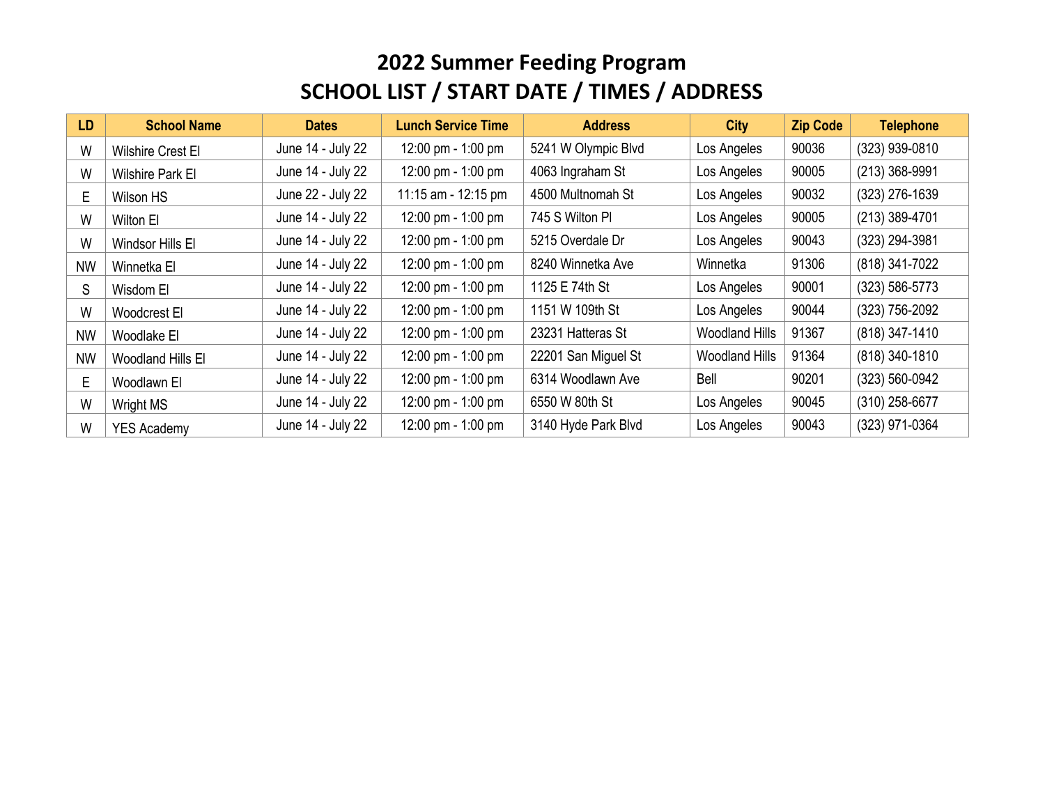# 2022 Summer Feeding Program
# SCHOOL LIST / START DATE / TIMES / ADDRESS

| LD | School Name | Dates | Lunch Service Time | Address | City | Zip Code | Telephone |
|---|---|---|---|---|---|---|---|
| W | Wilshire Crest El | June 14 - July 22 | 12:00 pm - 1:00 pm | 5241 W Olympic Blvd | Los Angeles | 90036 | (323) 939-0810 |
| W | Wilshire Park El | June 14 - July 22 | 12:00 pm - 1:00 pm | 4063 Ingraham St | Los Angeles | 90005 | (213) 368-9991 |
| E | Wilson HS | June 22 - July 22 | 11:15 am - 12:15 pm | 4500 Multnomah St | Los Angeles | 90032 | (323) 276-1639 |
| W | Wilton El | June 14 - July 22 | 12:00 pm - 1:00 pm | 745 S Wilton Pl | Los Angeles | 90005 | (213) 389-4701 |
| W | Windsor Hills El | June 14 - July 22 | 12:00 pm - 1:00 pm | 5215 Overdale Dr | Los Angeles | 90043 | (323) 294-3981 |
| NW | Winnetka El | June 14 - July 22 | 12:00 pm - 1:00 pm | 8240 Winnetka Ave | Winnetka | 91306 | (818) 341-7022 |
| S | Wisdom El | June 14 - July 22 | 12:00 pm - 1:00 pm | 1125 E 74th St | Los Angeles | 90001 | (323) 586-5773 |
| W | Woodcrest El | June 14 - July 22 | 12:00 pm - 1:00 pm | 1151 W 109th St | Los Angeles | 90044 | (323) 756-2092 |
| NW | Woodlake El | June 14 - July 22 | 12:00 pm - 1:00 pm | 23231 Hatteras St | Woodland Hills | 91367 | (818) 347-1410 |
| NW | Woodland Hills El | June 14 - July 22 | 12:00 pm - 1:00 pm | 22201 San Miguel St | Woodland Hills | 91364 | (818) 340-1810 |
| E | Woodlawn El | June 14 - July 22 | 12:00 pm - 1:00 pm | 6314 Woodlawn Ave | Bell | 90201 | (323) 560-0942 |
| W | Wright MS | June 14 - July 22 | 12:00 pm - 1:00 pm | 6550 W 80th St | Los Angeles | 90045 | (310) 258-6677 |
| W | YES Academy | June 14 - July 22 | 12:00 pm - 1:00 pm | 3140 Hyde Park Blvd | Los Angeles | 90043 | (323) 971-0364 |